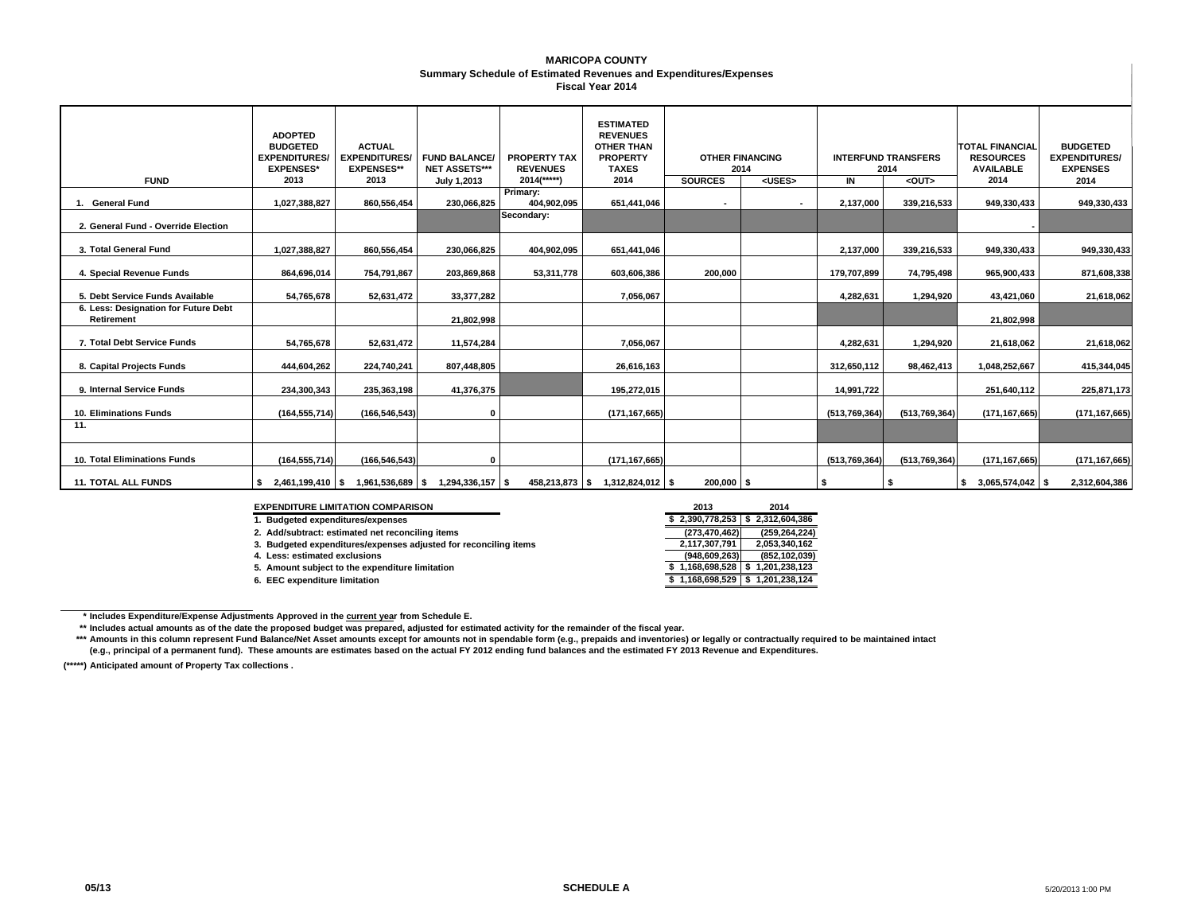# MARICOPA COUNTY

## Summary Schedule of Estimated Revenues and Expenditures/Expenses

### Fiscal Year 2014

| FUND | ADOPTED BUDGETED EXPENDITURES/ EXPENSES* 2013 | ACTUAL EXPENDITURES/ EXPENSES** 2013 | FUND BALANCE/ NET ASSETS*** July 1,2013 | PROPERTY TAX REVENUES 2014(*****) | ESTIMATED REVENUES OTHER THAN PROPERTY TAXES 2014 | OTHER FINANCING 2014 | | INTERFUND TRANSFERS 2014 | | TOTAL FINANCIAL RESOURCES AVAILABLE 2014 | BUDGETED EXPENDITURES/ EXPENSES 2014 |
|---|---|---|---|---|---|---|---|---|---|---|---|
| | | | | | | SOURCES | <USES> | IN | <OUT> | | |
| 1. General Fund | 1,027,388,827 | 860,556,454 | 230,066,825 | Primary: 404,902,095 | 651,441,046 | - | - | 2,137,000 | 339,216,533 | 949,330,433 | 949,330,433 |
| 2. General Fund - Override Election | | | | Secondary: | | | | | | - | |
| 3. Total General Fund | 1,027,388,827 | 860,556,454 | 230,066,825 | 404,902,095 | 651,441,046 | | | 2,137,000 | 339,216,533 | 949,330,433 | 949,330,433 |
| 4. Special Revenue Funds | 864,696,014 | 754,791,867 | 203,869,868 | 53,311,778 | 603,606,386 | 200,000 | | 179,707,899 | 74,795,498 | 965,900,433 | 871,608,338 |
| 5. Debt Service Funds Available | 54,765,678 | 52,631,472 | 33,377,282 | | 7,056,067 | | | 4,282,631 | 1,294,920 | 43,421,060 | 21,618,062 |
| 6. Less: Designation for Future Debt Retirement | | | 21,802,998 | | | | | | | 21,802,998 | |
| 7. Total Debt Service Funds | 54,765,678 | 52,631,472 | 11,574,284 | | 7,056,067 | | | 4,282,631 | 1,294,920 | 21,618,062 | 21,618,062 |
| 8. Capital Projects Funds | 444,604,262 | 224,740,241 | 807,448,805 | | 26,616,163 | | | 312,650,112 | 98,462,413 | 1,048,252,667 | 415,344,045 |
| 9. Internal Service Funds | 234,300,343 | 235,363,198 | 41,376,375 | | 195,272,015 | | | 14,991,722 | | 251,640,112 | 225,871,173 |
| 10. Eliminations Funds | (164,555,714) | (166,546,543) | 0 | | (171,167,665) | | | (513,769,364) | (513,769,364) | (171,167,665) | (171,167,665) |
| 11. | | | | | | | | | | | |
| 10. Total Eliminations Funds | (164,555,714) | (166,546,543) | 0 | | (171,167,665) | | | (513,769,364) | (513,769,364) | (171,167,665) | (171,167,665) |
| 11. TOTAL ALL FUNDS | $ 2,461,199,410 | $ 1,961,536,689 | $ 1,294,336,157 | $ 458,213,873 | $ 1,312,824,012 | $ 200,000 | $ | $ | $ | $ 3,065,574,042 | $ 2,312,604,386 |

| EXPENDITURE LIMITATION COMPARISON | 2013 | 2014 |
|---|---|---|
| 1. Budgeted expenditures/expenses | $ 2,390,778,253 | $ 2,312,604,386 |
| 2. Add/subtract: estimated net reconciling items | (273,470,462) | (259,264,224) |
| 3. Budgeted expenditures/expenses adjusted for reconciling items | 2,117,307,791 | 2,053,340,162 |
| 4. Less: estimated exclusions | (948,609,263) | (852,102,039) |
| 5. Amount subject to the expenditure limitation | $ 1,168,698,528 | $ 1,201,238,123 |
| 6. EEC expenditure limitation | $ 1,168,698,529 | $ 1,201,238,124 |

\* Includes Expenditure/Expense Adjustments Approved in the current year from Schedule E.

** Includes actual amounts as of the date the proposed budget was prepared, adjusted for estimated activity for the remainder of the fiscal year.

*** Amounts in this column represent Fund Balance/Net Asset amounts except for amounts not in spendable form (e.g., prepaids and inventories) or legally or contractually required to be maintained intact (e.g., principal of a permanent fund). These amounts are estimates based on the actual FY 2012 ending fund balances and the estimated FY 2013 Revenue and Expenditures.

(*****) Anticipated amount of Property Tax collections .

05/13 SCHEDULE A 5/20/2013 1:00 PM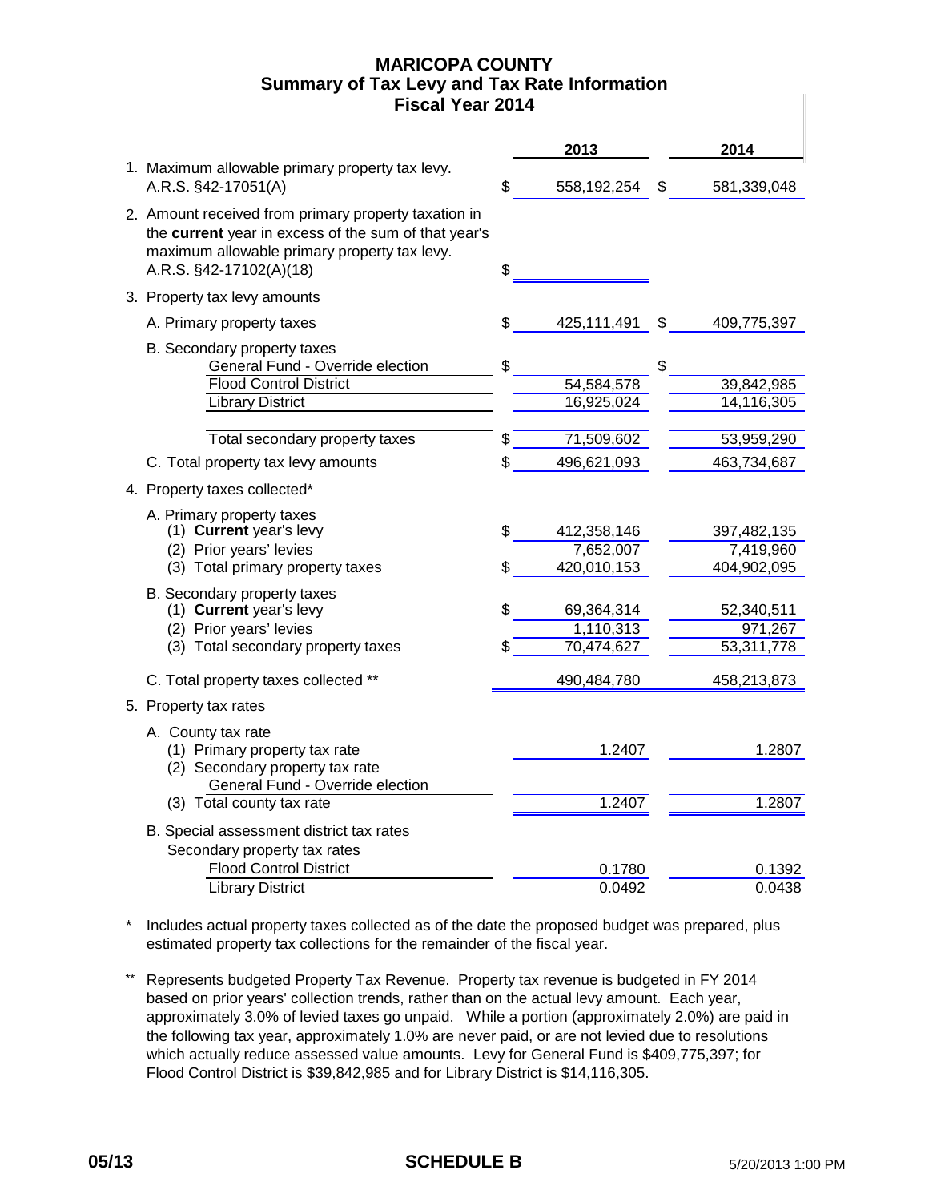# MARICOPA COUNTY
## Summary of Tax Levy and Tax Rate Information
## Fiscal Year 2014

| | | 2013 | | 2014 |
|---|---|---|---|---|
| 1. Maximum allowable primary property tax levy. A.R.S. §42-17051(A) | $ | 558,192,254 | $ | 581,339,048 |
| 2. Amount received from primary property taxation in the **current** year in excess of the sum of that year's maximum allowable primary property tax levy. A.R.S. §42-17102(A)(18) | $ | | | |
| 3. Property tax levy amounts | | | | |
| A. Primary property taxes | $ | 425,111,491 | $ | 409,775,397 |
| B. Secondary property taxes | | | | |
| General Fund - Override election | $ | | $ | |
| Flood Control District | | 54,584,578 | | 39,842,985 |
| Library District | | 16,925,024 | | 14,116,305 |
| Total secondary property taxes | $ | 71,509,602 | | 53,959,290 |
| C. Total property tax levy amounts | $ | 496,621,093 | | 463,734,687 |
| 4. Property taxes collected* | | | | |
| A. Primary property taxes | | | | |
| (1) **Current** year's levy | $ | 412,358,146 | | 397,482,135 |
| (2) Prior years' levies | | 7,652,007 | | 7,419,960 |
| (3) Total primary property taxes | $ | 420,010,153 | | 404,902,095 |
| B. Secondary property taxes | | | | |
| (1) **Current** year's levy | $ | 69,364,314 | | 52,340,511 |
| (2) Prior years' levies | | 1,110,313 | | 971,267 |
| (3) Total secondary property taxes | $ | 70,474,627 | | 53,311,778 |
| C. Total property taxes collected ** | | 490,484,780 | | 458,213,873 |
| 5. Property tax rates | | | | |
| A. County tax rate | | | | |
| (1) Primary property tax rate | | 1.2407 | | 1.2807 |
| (2) Secondary property tax rate | | | | |
| General Fund - Override election | | | | |
| (3) Total county tax rate | | 1.2407 | | 1.2807 |
| B. Special assessment district tax rates | | | | |
| Secondary property tax rates | | | | |
| Flood Control District | | 0.1780 | | 0.1392 |
| Library District | | 0.0492 | | 0.0438 |

\* Includes actual property taxes collected as of the date the proposed budget was prepared, plus estimated property tax collections for the remainder of the fiscal year.

\*\* Represents budgeted Property Tax Revenue. Property tax revenue is budgeted in FY 2014 based on prior years' collection trends, rather than on the actual levy amount. Each year, approximately 3.0% of levied taxes go unpaid. While a portion (approximately 2.0%) are paid in the following tax year, approximately 1.0% are never paid, or are not levied due to resolutions which actually reduce assessed value amounts. Levy for General Fund is $409,775,397; for Flood Control District is $39,842,985 and for Library District is $14,116,305.

05/13 **SCHEDULE B** 5/20/2013 1:00 PM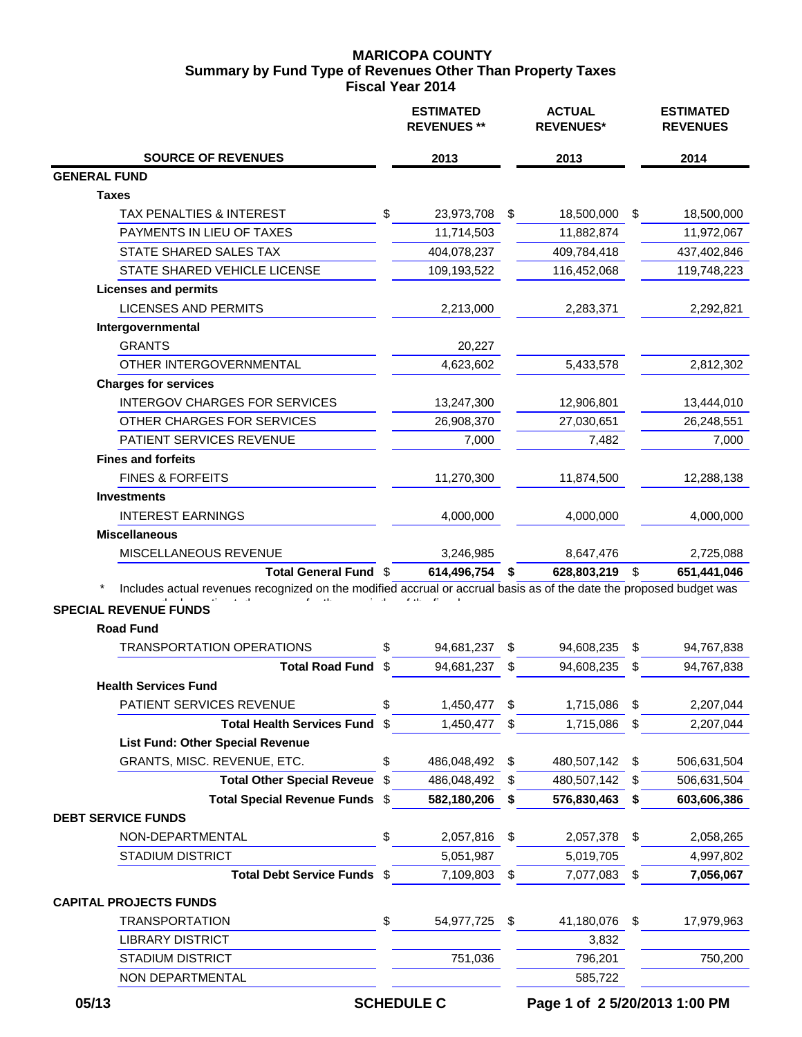# MARICOPA COUNTY
## Summary by Fund Type of Revenues Other Than Property Taxes
### Fiscal Year 2014

| SOURCE OF REVENUES | ESTIMATED REVENUES ** 2013 | ACTUAL REVENUES* 2013 | ESTIMATED REVENUES 2014 |
|---|---|---|---|
| **GENERAL FUND** | | | |
| **Taxes** | | | |
| TAX PENALTIES & INTEREST | $ 23,973,708 | $ 18,500,000 | $ 18,500,000 |
| PAYMENTS IN LIEU OF TAXES | 11,714,503 | 11,882,874 | 11,972,067 |
| STATE SHARED SALES TAX | 404,078,237 | 409,784,418 | 437,402,846 |
| STATE SHARED VEHICLE LICENSE | 109,193,522 | 116,452,068 | 119,748,223 |
| **Licenses and permits** | | | |
| LICENSES AND PERMITS | 2,213,000 | 2,283,371 | 2,292,821 |
| **Intergovernmental** | | | |
| GRANTS | 20,227 | | |
| OTHER INTERGOVERNMENTAL | 4,623,602 | 5,433,578 | 2,812,302 |
| **Charges for services** | | | |
| INTERGOV CHARGES FOR SERVICES | 13,247,300 | 12,906,801 | 13,444,010 |
| OTHER CHARGES FOR SERVICES | 26,908,370 | 27,030,651 | 26,248,551 |
| PATIENT SERVICES REVENUE | 7,000 | 7,482 | 7,000 |
| **Fines and forfeits** | | | |
| FINES & FORFEITS | 11,270,300 | 11,874,500 | 12,288,138 |
| **Investments** | | | |
| INTEREST EARNINGS | 4,000,000 | 4,000,000 | 4,000,000 |
| **Miscellaneous** | | | |
| MISCELLANEOUS REVENUE | 3,246,985 | 8,647,476 | 2,725,088 |
| **Total General Fund** | **$ 614,496,754** | **$ 628,803,219** | **$ 651,441,046** |

\* Includes actual revenues recognized on the modified accrual or accrual basis as of the date the proposed budget was

| SOURCE OF REVENUES | ESTIMATED REVENUES ** 2013 | ACTUAL REVENUES* 2013 | ESTIMATED REVENUES 2014 |
|---|---|---|---|
| **SPECIAL REVENUE FUNDS** | | | |
| **Road Fund** | | | |
| TRANSPORTATION OPERATIONS | $ 94,681,237 | $ 94,608,235 | $ 94,767,838 |
| **Total Road Fund** | $ 94,681,237 | $ 94,608,235 | $ 94,767,838 |
| **Health Services Fund** | | | |
| PATIENT SERVICES REVENUE | $ 1,450,477 | $ 1,715,086 | $ 2,207,044 |
| **Total Health Services Fund** | $ 1,450,477 | $ 1,715,086 | $ 2,207,044 |
| **List Fund: Other Special Revenue** | | | |
| GRANTS, MISC. REVENUE, ETC. | $ 486,048,492 | $ 480,507,142 | $ 506,631,504 |
| **Total Other Special Reveue** | $ 486,048,492 | $ 480,507,142 | $ 506,631,504 |
| **Total Special Revenue Funds** | **$ 582,180,206** | **$ 576,830,463** | **$ 603,606,386** |
| **DEBT SERVICE FUNDS** | | | |
| NON-DEPARTMENTAL | $ 2,057,816 | $ 2,057,378 | $ 2,058,265 |
| STADIUM DISTRICT | 5,051,987 | 5,019,705 | 4,997,802 |
| **Total Debt Service Funds** | $ 7,109,803 | $ 7,077,083 | **$ 7,056,067** |
| **CAPITAL PROJECTS FUNDS** | | | |
| TRANSPORTATION | $ 54,977,725 | $ 41,180,076 | $ 17,979,963 |
| LIBRARY DISTRICT | | 3,832 | |
| STADIUM DISTRICT | 751,036 | 796,201 | 750,200 |
| NON DEPARTMENTAL | | 585,722 | |

05/13 SCHEDULE C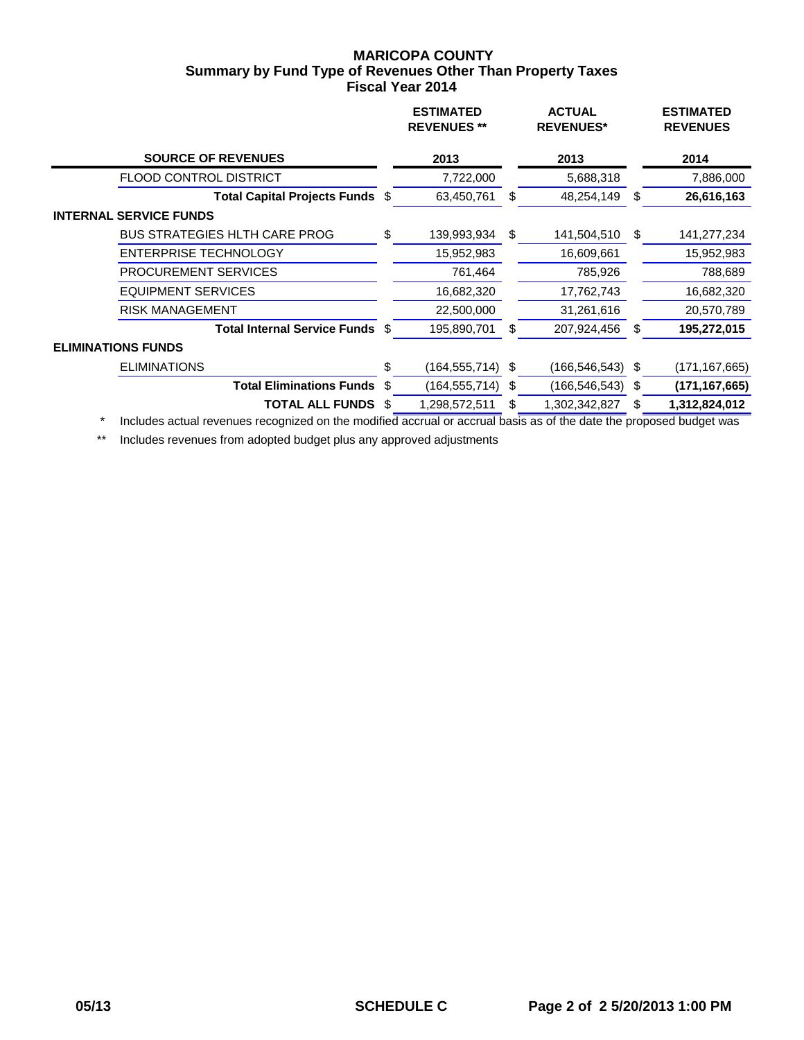# MARICOPA COUNTY
## Summary by Fund Type of Revenues Other Than Property Taxes
### Fiscal Year 2014

| SOURCE OF REVENUES | ESTIMATED REVENUES ** 2013 | ACTUAL REVENUES* 2013 | ESTIMATED REVENUES 2014 |
|---|---|---|---|
| FLOOD CONTROL DISTRICT | 7,722,000 | 5,688,318 | 7,886,000 |
| **Total Capital Projects Funds** | $ 63,450,761 | $ 48,254,149 | $ **26,616,163** |
| **INTERNAL SERVICE FUNDS** | | | |
| BUS STRATEGIES HLTH CARE PROG | $ 139,993,934 | $ 141,504,510 | $ 141,277,234 |
| ENTERPRISE TECHNOLOGY | 15,952,983 | 16,609,661 | 15,952,983 |
| PROCUREMENT SERVICES | 761,464 | 785,926 | 788,689 |
| EQUIPMENT SERVICES | 16,682,320 | 17,762,743 | 16,682,320 |
| RISK MANAGEMENT | 22,500,000 | 31,261,616 | 20,570,789 |
| **Total Internal Service Funds** | $ 195,890,701 | $ 207,924,456 | $ **195,272,015** |
| **ELIMINATIONS FUNDS** | | | |
| ELIMINATIONS | $ (164,555,714) | $ (166,546,543) | $ (171,167,665) |
| **Total Eliminations Funds** | $ (164,555,714) | $ (166,546,543) | $ **(171,167,665)** |
| **TOTAL ALL FUNDS** | $ 1,298,572,511 | $ 1,302,342,827 | $ **1,312,824,012** |

\* Includes actual revenues recognized on the modified accrual or accrual basis as of the date the proposed budget was

** Includes revenues from adopted budget plus any approved adjustments

05/13 SCHEDULE C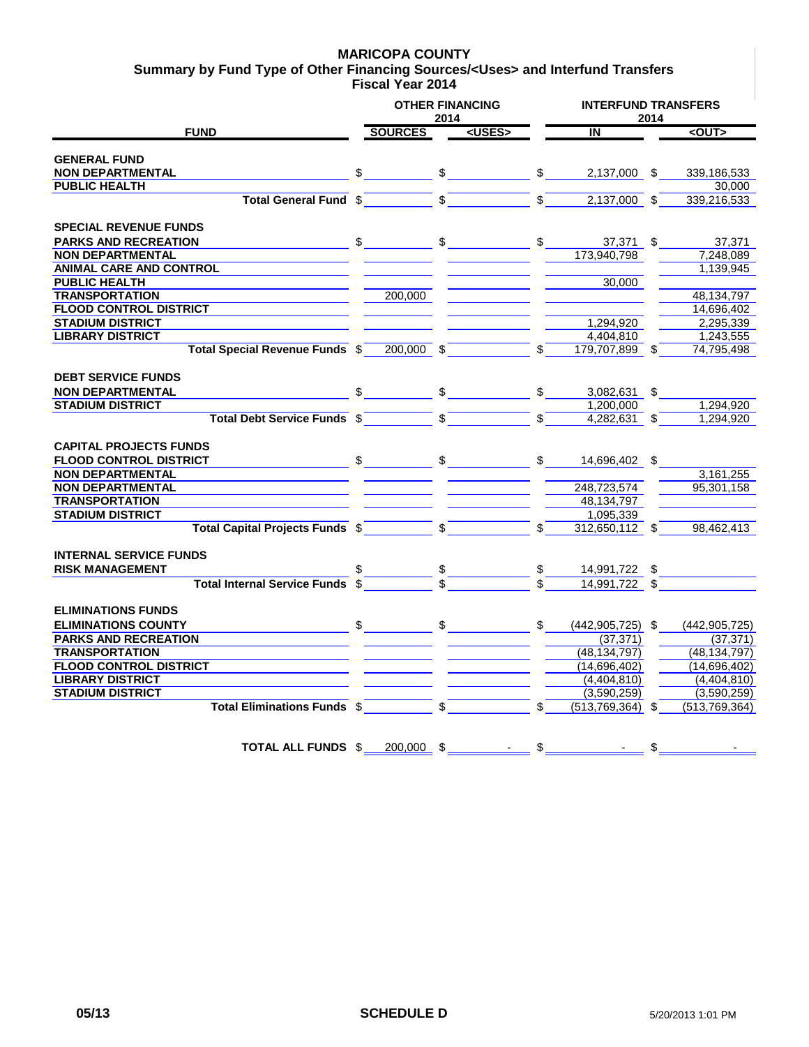# MARICOPA COUNTY

## Summary by Fund Type of Other Financing Sources/<Uses> and Interfund Transfers

### Fiscal Year 2014

| FUND | OTHER FINANCING 2014 SOURCES | OTHER FINANCING 2014 <USES> | INTERFUND TRANSFERS 2014 IN | INTERFUND TRANSFERS 2014 <OUT> |
|---|---|---|---|---|
| **GENERAL FUND** | | | | |
| **NON DEPARTMENTAL** | $ | $ | $ 2,137,000 | $ 339,186,533 |
| **PUBLIC HEALTH** | | | | 30,000 |
| **Total General Fund** | $ | $ | $ 2,137,000 | $ 339,216,533 |
| **SPECIAL REVENUE FUNDS** | | | | |
| **PARKS AND RECREATION** | $ | $ | $ 37,371 | $ 37,371 |
| **NON DEPARTMENTAL** | | | 173,940,798 | 7,248,089 |
| **ANIMAL CARE AND CONTROL** | | | | 1,139,945 |
| **PUBLIC HEALTH** | | | 30,000 | |
| **TRANSPORTATION** | 200,000 | | | 48,134,797 |
| **FLOOD CONTROL DISTRICT** | | | | 14,696,402 |
| **STADIUM DISTRICT** | | | 1,294,920 | 2,295,339 |
| **LIBRARY DISTRICT** | | | 4,404,810 | 1,243,555 |
| **Total Special Revenue Funds** | $ 200,000 | $ | $ 179,707,899 | $ 74,795,498 |
| **DEBT SERVICE FUNDS** | | | | |
| **NON DEPARTMENTAL** | $ | $ | $ 3,082,631 | $ |
| **STADIUM DISTRICT** | | | 1,200,000 | 1,294,920 |
| **Total Debt Service Funds** | $ | $ | $ 4,282,631 | $ 1,294,920 |
| **CAPITAL PROJECTS FUNDS** | | | | |
| **FLOOD CONTROL DISTRICT** | $ | $ | $ 14,696,402 | $ |
| **NON DEPARTMENTAL** | | | | 3,161,255 |
| **NON DEPARTMENTAL** | | | 248,723,574 | 95,301,158 |
| **TRANSPORTATION** | | | 48,134,797 | |
| **STADIUM DISTRICT** | | | 1,095,339 | |
| **Total Capital Projects Funds** | $ | $ | $ 312,650,112 | $ 98,462,413 |
| **INTERNAL SERVICE FUNDS** | | | | |
| **RISK MANAGEMENT** | $ | $ | $ 14,991,722 | $ |
| **Total Internal Service Funds** | $ | $ | $ 14,991,722 | $ |
| **ELIMINATIONS FUNDS** | | | | |
| **ELIMINATIONS COUNTY** | $ | $ | $ (442,905,725) | $ (442,905,725) |
| **PARKS AND RECREATION** | | | (37,371) | (37,371) |
| **TRANSPORTATION** | | | (48,134,797) | (48,134,797) |
| **FLOOD CONTROL DISTRICT** | | | (14,696,402) | (14,696,402) |
| **LIBRARY DISTRICT** | | | (4,404,810) | (4,404,810) |
| **STADIUM DISTRICT** | | | (3,590,259) | (3,590,259) |
| **Total Eliminations Funds** | $ | $ | $ (513,769,364) | $ (513,769,364) |
| **TOTAL ALL FUNDS** | $ 200,000 | $ - | $ - | $ - |

05/13 **SCHEDULE D** 5/20/2013 1:01 PM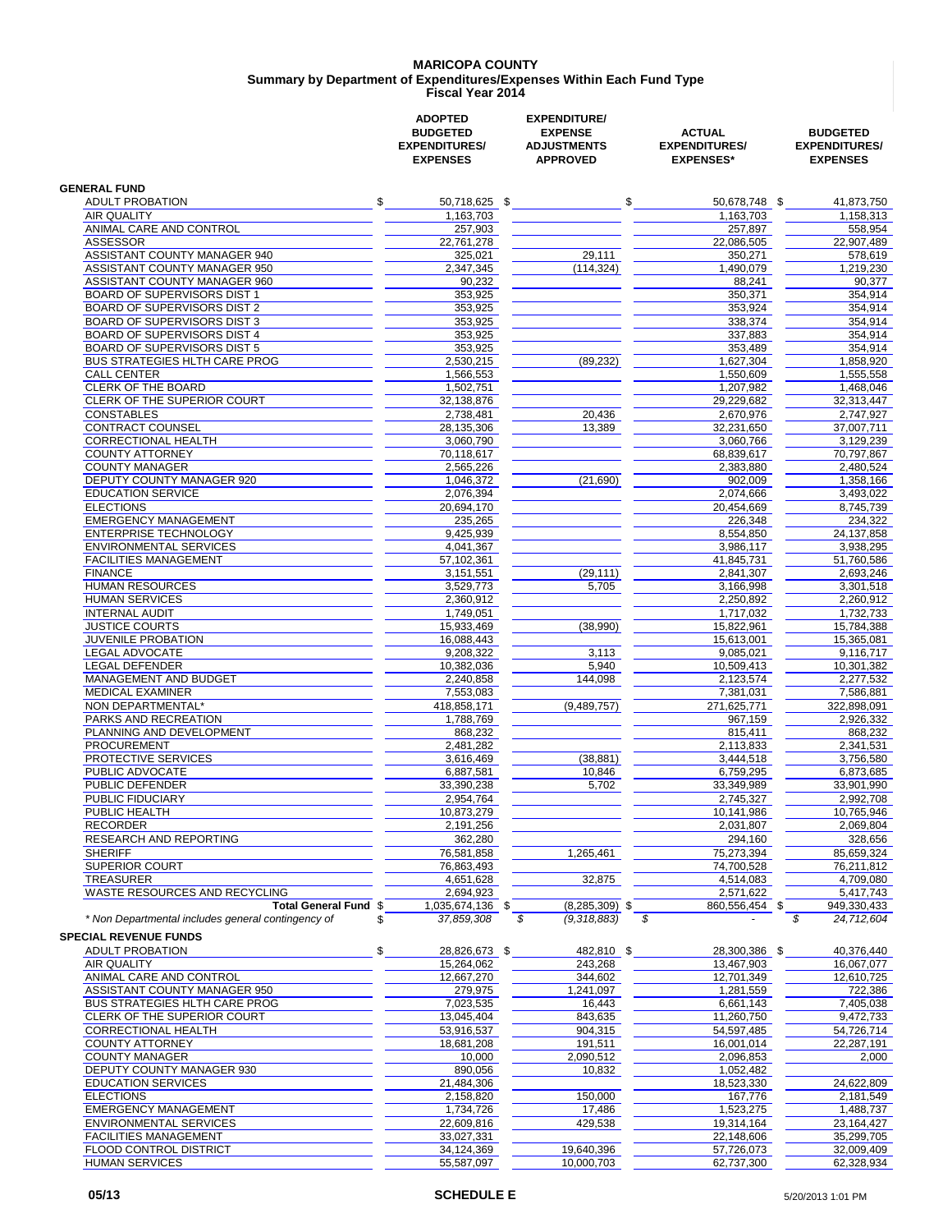# MARICOPA COUNTY
## Summary by Department of Expenditures/Expenses Within Each Fund Type
### Fiscal Year 2014

| | ADOPTED BUDGETED EXPENDITURES/ EXPENSES | EXPENDITURE/ EXPENSE ADJUSTMENTS APPROVED | ACTUAL EXPENDITURES/ EXPENSES* | BUDGETED EXPENDITURES/ EXPENSES |
|---|---|---|---|---|
| **GENERAL FUND** | | | | |
| ADULT PROBATION | $ 50,718,625 | $ | $ 50,678,748 | $ 41,873,750 |
| AIR QUALITY | 1,163,703 | | 1,163,703 | 1,158,313 |
| ANIMAL CARE AND CONTROL | 257,903 | | 257,897 | 558,954 |
| ASSESSOR | 22,761,278 | | 22,086,505 | 22,907,489 |
| ASSISTANT COUNTY MANAGER 940 | 325,021 | 29,111 | 350,271 | 578,619 |
| ASSISTANT COUNTY MANAGER 950 | 2,347,345 | (114,324) | 1,490,079 | 1,219,230 |
| ASSISTANT COUNTY MANAGER 960 | 90,232 | | 88,241 | 90,377 |
| BOARD OF SUPERVISORS DIST 1 | 353,925 | | 350,371 | 354,914 |
| BOARD OF SUPERVISORS DIST 2 | 353,925 | | 353,924 | 354,914 |
| BOARD OF SUPERVISORS DIST 3 | 353,925 | | 338,374 | 354,914 |
| BOARD OF SUPERVISORS DIST 4 | 353,925 | | 337,883 | 354,914 |
| BOARD OF SUPERVISORS DIST 5 | 353,925 | | 353,489 | 354,914 |
| BUS STRATEGIES HLTH CARE PROG | 2,530,215 | (89,232) | 1,627,304 | 1,858,920 |
| CALL CENTER | 1,566,553 | | 1,550,609 | 1,555,558 |
| CLERK OF THE BOARD | 1,502,751 | | 1,207,982 | 1,468,046 |
| CLERK OF THE SUPERIOR COURT | 32,138,876 | | 29,229,682 | 32,313,447 |
| CONSTABLES | 2,738,481 | 20,436 | 2,670,976 | 2,747,927 |
| CONTRACT COUNSEL | 28,135,306 | 13,389 | 32,231,650 | 37,007,711 |
| CORRECTIONAL HEALTH | 3,060,790 | | 3,060,766 | 3,129,239 |
| COUNTY ATTORNEY | 70,118,617 | | 68,839,617 | 70,797,867 |
| COUNTY MANAGER | 2,565,226 | | 2,383,880 | 2,480,524 |
| DEPUTY COUNTY MANAGER 920 | 1,046,372 | (21,690) | 902,009 | 1,358,166 |
| EDUCATION SERVICE | 2,076,394 | | 2,074,666 | 3,493,022 |
| ELECTIONS | 20,694,170 | | 20,454,669 | 8,745,739 |
| EMERGENCY MANAGEMENT | 235,265 | | 226,348 | 234,322 |
| ENTERPRISE TECHNOLOGY | 9,425,939 | | 8,554,850 | 24,137,858 |
| ENVIRONMENTAL SERVICES | 4,041,367 | | 3,986,117 | 3,938,295 |
| FACILITIES MANAGEMENT | 57,102,361 | | 41,845,731 | 51,760,586 |
| FINANCE | 3,151,551 | (29,111) | 2,841,307 | 2,693,246 |
| HUMAN RESOURCES | 3,529,773 | 5,705 | 3,166,998 | 3,301,518 |
| HUMAN SERVICES | 2,360,912 | | 2,250,892 | 2,260,912 |
| INTERNAL AUDIT | 1,749,051 | | 1,717,032 | 1,732,733 |
| JUSTICE COURTS | 15,933,469 | (38,990) | 15,822,961 | 15,784,388 |
| JUVENILE PROBATION | 16,088,443 | | 15,613,001 | 15,365,081 |
| LEGAL ADVOCATE | 9,208,322 | 3,113 | 9,085,021 | 9,116,717 |
| LEGAL DEFENDER | 10,382,036 | 5,940 | 10,509,413 | 10,301,382 |
| MANAGEMENT AND BUDGET | 2,240,858 | 144,098 | 2,123,574 | 2,277,532 |
| MEDICAL EXAMINER | 7,553,083 | | 7,381,031 | 7,586,881 |
| NON DEPARTMENTAL* | 418,858,171 | (9,489,757) | 271,625,771 | 322,898,091 |
| PARKS AND RECREATION | 1,788,769 | | 967,159 | 2,926,332 |
| PLANNING AND DEVELOPMENT | 868,232 | | 815,411 | 868,232 |
| PROCUREMENT | 2,481,282 | | 2,113,833 | 2,341,531 |
| PROTECTIVE SERVICES | 3,616,469 | (38,881) | 3,444,518 | 3,756,580 |
| PUBLIC ADVOCATE | 6,887,581 | 10,846 | 6,759,295 | 6,873,685 |
| PUBLIC DEFENDER | 33,390,238 | 5,702 | 33,349,989 | 33,901,990 |
| PUBLIC FIDUCIARY | 2,954,764 | | 2,745,327 | 2,992,708 |
| PUBLIC HEALTH | 10,873,279 | | 10,141,986 | 10,765,946 |
| RECORDER | 2,191,256 | | 2,031,807 | 2,069,804 |
| RESEARCH AND REPORTING | 362,280 | | 294,160 | 328,656 |
| SHERIFF | 76,581,858 | 1,265,461 | 75,273,394 | 85,659,324 |
| SUPERIOR COURT | 76,863,493 | | 74,700,528 | 76,211,812 |
| TREASURER | 4,651,628 | 32,875 | 4,514,083 | 4,709,080 |
| WASTE RESOURCES AND RECYCLING | 2,694,923 | | 2,571,622 | 5,417,743 |
| **Total General Fund** | $ 1,035,674,136 | $ (8,285,309) | $ 860,556,454 | $ 949,330,433 |
| *\* Non Departmental includes general contingency of* | *$ 37,859,308* | *$ (9,318,883)* | *$ -* | *$ 24,712,604* |
| **SPECIAL REVENUE FUNDS** | | | | |
| ADULT PROBATION | $ 28,826,673 | $ 482,810 | $ 28,300,386 | $ 40,376,440 |
| AIR QUALITY | 15,264,062 | 243,268 | 13,467,903 | 16,067,077 |
| ANIMAL CARE AND CONTROL | 12,667,270 | 344,602 | 12,701,349 | 12,610,725 |
| ASSISTANT COUNTY MANAGER 950 | 279,975 | 1,241,097 | 1,281,559 | 722,386 |
| BUS STRATEGIES HLTH CARE PROG | 7,023,535 | 16,443 | 6,661,143 | 7,405,038 |
| CLERK OF THE SUPERIOR COURT | 13,045,404 | 843,635 | 11,260,750 | 9,472,733 |
| CORRECTIONAL HEALTH | 53,916,537 | 904,315 | 54,597,485 | 54,726,714 |
| COUNTY ATTORNEY | 18,681,208 | 191,511 | 16,001,014 | 22,287,191 |
| COUNTY MANAGER | 10,000 | 2,090,512 | 2,096,853 | 2,000 |
| DEPUTY COUNTY MANAGER 930 | 890,056 | 10,832 | 1,052,482 | |
| EDUCATION SERVICES | 21,484,306 | | 18,523,330 | 24,622,809 |
| ELECTIONS | 2,158,820 | 150,000 | 167,776 | 2,181,549 |
| EMERGENCY MANAGEMENT | 1,734,726 | 17,486 | 1,523,275 | 1,488,737 |
| ENVIRONMENTAL SERVICES | 22,609,816 | 429,538 | 19,314,164 | 23,164,427 |
| FACILITIES MANAGEMENT | 33,027,331 | | 22,148,606 | 35,299,705 |
| FLOOD CONTROL DISTRICT | 34,124,369 | 19,640,396 | 57,726,073 | 32,009,409 |
| HUMAN SERVICES | 55,587,097 | 10,000,703 | 62,737,300 | 62,328,934 |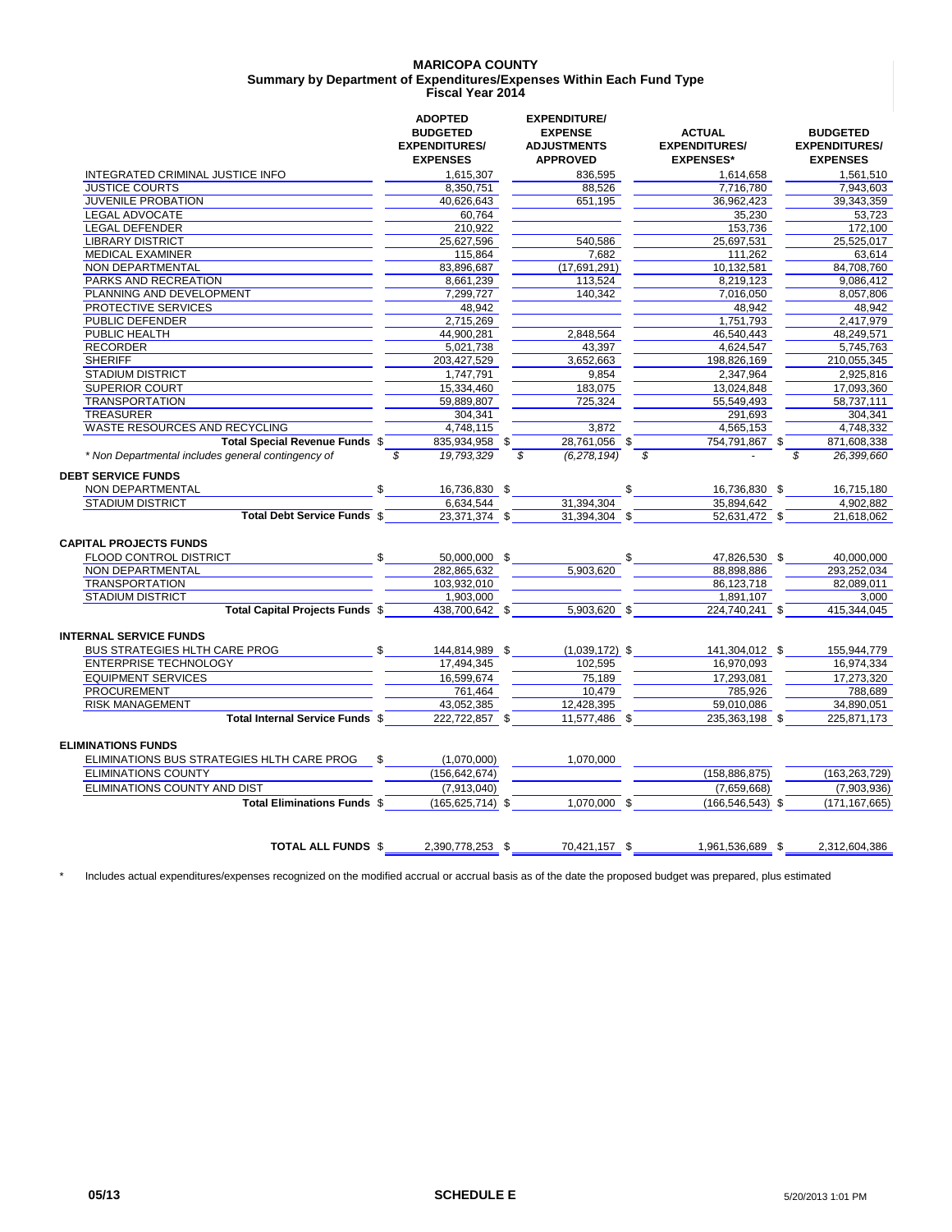**MARICOPA COUNTY**
**Summary by Department of Expenditures/Expenses Within Each Fund Type**
**Fiscal Year 2014**

| | ADOPTED BUDGETED EXPENDITURES/ EXPENSES | EXPENDITURE/ EXPENSE ADJUSTMENTS APPROVED | ACTUAL EXPENDITURES/ EXPENSES* | BUDGETED EXPENDITURES/ EXPENSES |
|---|---|---|---|---|
| INTEGRATED CRIMINAL JUSTICE INFO | 1,615,307 | 836,595 | 1,614,658 | 1,561,510 |
| JUSTICE COURTS | 8,350,751 | 88,526 | 7,716,780 | 7,943,603 |
| JUVENILE PROBATION | 40,626,643 | 651,195 | 36,962,423 | 39,343,359 |
| LEGAL ADVOCATE | 60,764 | | 35,230 | 53,723 |
| LEGAL DEFENDER | 210,922 | | 153,736 | 172,100 |
| LIBRARY DISTRICT | 25,627,596 | 540,586 | 25,697,531 | 25,525,017 |
| MEDICAL EXAMINER | 115,864 | 7,682 | 111,262 | 63,614 |
| NON DEPARTMENTAL | 83,896,687 | (17,691,291) | 10,132,581 | 84,708,760 |
| PARKS AND RECREATION | 8,661,239 | 113,524 | 8,219,123 | 9,086,412 |
| PLANNING AND DEVELOPMENT | 7,299,727 | 140,342 | 7,016,050 | 8,057,806 |
| PROTECTIVE SERVICES | 48,942 | | 48,942 | 48,942 |
| PUBLIC DEFENDER | 2,715,269 | | 1,751,793 | 2,417,979 |
| PUBLIC HEALTH | 44,900,281 | 2,848,564 | 46,540,443 | 48,249,571 |
| RECORDER | 5,021,738 | 43,397 | 4,624,547 | 5,745,763 |
| SHERIFF | 203,427,529 | 3,652,663 | 198,826,169 | 210,055,345 |
| STADIUM DISTRICT | 1,747,791 | 9,854 | 2,347,964 | 2,925,816 |
| SUPERIOR COURT | 15,334,460 | 183,075 | 13,024,848 | 17,093,360 |
| TRANSPORTATION | 59,889,807 | 725,324 | 55,549,493 | 58,737,111 |
| TREASURER | 304,341 | | 291,693 | 304,341 |
| WASTE RESOURCES AND RECYCLING | 4,748,115 | 3,872 | 4,565,153 | 4,748,332 |
| **Total Special Revenue Funds** | $ 835,934,958 | $ 28,761,056 | $ 754,791,867 | $ 871,608,338 |
| *\* Non Departmental includes general contingency of* | *$ 19,793,329* | *$ (6,278,194)* | *$ -* | *$ 26,399,660* |
| **DEBT SERVICE FUNDS** | | | | |
| NON DEPARTMENTAL | $ 16,736,830 | $ | $ 16,736,830 | $ 16,715,180 |
| STADIUM DISTRICT | 6,634,544 | 31,394,304 | 35,894,642 | 4,902,882 |
| **Total Debt Service Funds** | $ 23,371,374 | $ 31,394,304 | $ 52,631,472 | $ 21,618,062 |
| **CAPITAL PROJECTS FUNDS** | | | | |
| FLOOD CONTROL DISTRICT | $ 50,000,000 | $ | $ 47,826,530 | $ 40,000,000 |
| NON DEPARTMENTAL | 282,865,632 | 5,903,620 | 88,898,886 | 293,252,034 |
| TRANSPORTATION | 103,932,010 | | 86,123,718 | 82,089,011 |
| STADIUM DISTRICT | 1,903,000 | | 1,891,107 | 3,000 |
| **Total Capital Projects Funds** | $ 438,700,642 | $ 5,903,620 | $ 224,740,241 | $ 415,344,045 |
| **INTERNAL SERVICE FUNDS** | | | | |
| BUS STRATEGIES HLTH CARE PROG | $ 144,814,989 | $ (1,039,172) | $ 141,304,012 | $ 155,944,779 |
| ENTERPRISE TECHNOLOGY | 17,494,345 | 102,595 | 16,970,093 | 16,974,334 |
| EQUIPMENT SERVICES | 16,599,674 | 75,189 | 17,293,081 | 17,273,320 |
| PROCUREMENT | 761,464 | 10,479 | 785,926 | 788,689 |
| RISK MANAGEMENT | 43,052,385 | 12,428,395 | 59,010,086 | 34,890,051 |
| **Total Internal Service Funds** | $ 222,722,857 | $ 11,577,486 | $ 235,363,198 | $ 225,871,173 |
| **ELIMINATIONS FUNDS** | | | | |
| ELIMINATIONS BUS STRATEGIES HLTH CARE PROG | $ (1,070,000) | 1,070,000 | | |
| ELIMINATIONS COUNTY | (156,642,674) | | (158,886,875) | (163,263,729) |
| ELIMINATIONS COUNTY AND DIST | (7,913,040) | | (7,659,668) | (7,903,936) |
| **Total Eliminations Funds** | $ (165,625,714) | $ 1,070,000 | $ (166,546,543) | $ (171,167,665) |
| **TOTAL ALL FUNDS** | $ 2,390,778,253 | $ 70,421,157 | $ 1,961,536,689 | $ 2,312,604,386 |

\* Includes actual expenditures/expenses recognized on the modified accrual or accrual basis as of the date the proposed budget was prepared, plus estimated

05/13 SCHEDULE E 5/20/2013 1:01 PM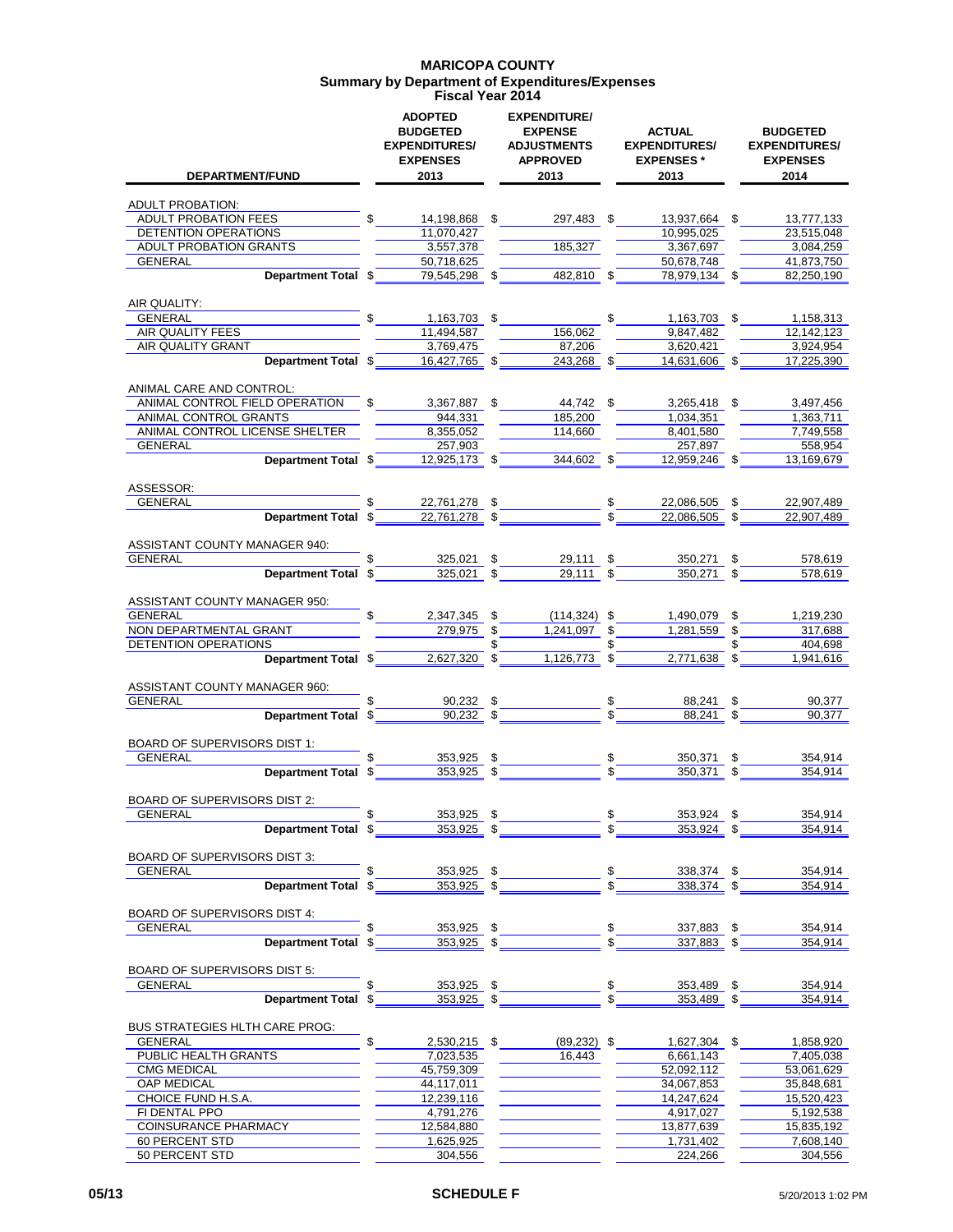# MARICOPA COUNTY
## Summary by Department of Expenditures/Expenses
### Fiscal Year 2014

| DEPARTMENT/FUND | ADOPTED BUDGETED EXPENDITURES/ EXPENSES 2013 | EXPENDITURE/ EXPENSE ADJUSTMENTS APPROVED 2013 | ACTUAL EXPENDITURES/ EXPENSES * 2013 | BUDGETED EXPENDITURES/ EXPENSES 2014 |
|---|---|---|---|---|
| ADULT PROBATION: | | | | |
| ADULT PROBATION FEES | $ 14,198,868 | $ 297,483 | $ 13,937,664 | $ 13,777,133 |
| DETENTION OPERATIONS | 11,070,427 | | 10,995,025 | 23,515,048 |
| ADULT PROBATION GRANTS | 3,557,378 | 185,327 | 3,367,697 | 3,084,259 |
| GENERAL | 50,718,625 | | 50,678,748 | 41,873,750 |
| **Department Total** | $ 79,545,298 | $ 482,810 | $ 78,979,134 | $ 82,250,190 |
| AIR QUALITY: | | | | |
| GENERAL | $ 1,163,703 | $ | $ 1,163,703 | $ 1,158,313 |
| AIR QUALITY FEES | 11,494,587 | 156,062 | 9,847,482 | 12,142,123 |
| AIR QUALITY GRANT | 3,769,475 | 87,206 | 3,620,421 | 3,924,954 |
| **Department Total** | $ 16,427,765 | $ 243,268 | $ 14,631,606 | $ 17,225,390 |
| ANIMAL CARE AND CONTROL: | | | | |
| ANIMAL CONTROL FIELD OPERATION | $ 3,367,887 | $ 44,742 | $ 3,265,418 | $ 3,497,456 |
| ANIMAL CONTROL GRANTS | 944,331 | 185,200 | 1,034,351 | 1,363,711 |
| ANIMAL CONTROL LICENSE SHELTER | 8,355,052 | 114,660 | 8,401,580 | 7,749,558 |
| GENERAL | 257,903 | | 257,897 | 558,954 |
| **Department Total** | $ 12,925,173 | $ 344,602 | $ 12,959,246 | $ 13,169,679 |
| ASSESSOR: | | | | |
| GENERAL | $ 22,761,278 | $ | $ 22,086,505 | $ 22,907,489 |
| **Department Total** | $ 22,761,278 | $ | $ 22,086,505 | $ 22,907,489 |
| ASSISTANT COUNTY MANAGER 940: | | | | |
| GENERAL | $ 325,021 | $ 29,111 | $ 350,271 | $ 578,619 |
| **Department Total** | $ 325,021 | $ 29,111 | $ 350,271 | $ 578,619 |
| ASSISTANT COUNTY MANAGER 950: | | | | |
| GENERAL | $ 2,347,345 | $ (114,324) | $ 1,490,079 | $ 1,219,230 |
| NON DEPARTMENTAL GRANT | 279,975 | $ 1,241,097 | $ 1,281,559 | $ 317,688 |
| DETENTION OPERATIONS | | $ | $ | $ 404,698 |
| **Department Total** | $ 2,627,320 | $ 1,126,773 | $ 2,771,638 | $ 1,941,616 |
| ASSISTANT COUNTY MANAGER 960: | | | | |
| GENERAL | $ 90,232 | $ | $ 88,241 | $ 90,377 |
| **Department Total** | $ 90,232 | $ | $ 88,241 | $ 90,377 |
| BOARD OF SUPERVISORS DIST 1: | | | | |
| GENERAL | $ 353,925 | $ | $ 350,371 | $ 354,914 |
| **Department Total** | $ 353,925 | $ | $ 350,371 | $ 354,914 |
| BOARD OF SUPERVISORS DIST 2: | | | | |
| GENERAL | $ 353,925 | $ | $ 353,924 | $ 354,914 |
| **Department Total** | $ 353,925 | $ | $ 353,924 | $ 354,914 |
| BOARD OF SUPERVISORS DIST 3: | | | | |
| GENERAL | $ 353,925 | $ | $ 338,374 | $ 354,914 |
| **Department Total** | $ 353,925 | $ | $ 338,374 | $ 354,914 |
| BOARD OF SUPERVISORS DIST 4: | | | | |
| GENERAL | $ 353,925 | $ | $ 337,883 | $ 354,914 |
| **Department Total** | $ 353,925 | $ | $ 337,883 | $ 354,914 |
| BOARD OF SUPERVISORS DIST 5: | | | | |
| GENERAL | $ 353,925 | $ | $ 353,489 | $ 354,914 |
| **Department Total** | $ 353,925 | $ | $ 353,489 | $ 354,914 |
| BUS STRATEGIES HLTH CARE PROG: | | | | |
| GENERAL | $ 2,530,215 | $ (89,232) | $ 1,627,304 | $ 1,858,920 |
| PUBLIC HEALTH GRANTS | 7,023,535 | 16,443 | 6,661,143 | 7,405,038 |
| CMG MEDICAL | 45,759,309 | | 52,092,112 | 53,061,629 |
| OAP MEDICAL | 44,117,011 | | 34,067,853 | 35,848,681 |
| CHOICE FUND H.S.A. | 12,239,116 | | 14,247,624 | 15,520,423 |
| FI DENTAL PPO | 4,791,276 | | 4,917,027 | 5,192,538 |
| COINSURANCE PHARMACY | 12,584,880 | | 13,877,639 | 15,835,192 |
| 60 PERCENT STD | 1,625,925 | | 1,731,402 | 7,608,140 |
| 50 PERCENT STD | 304,556 | | 224,266 | 304,556 |

05/13 SCHEDULE F 5/20/2013 1:02 PM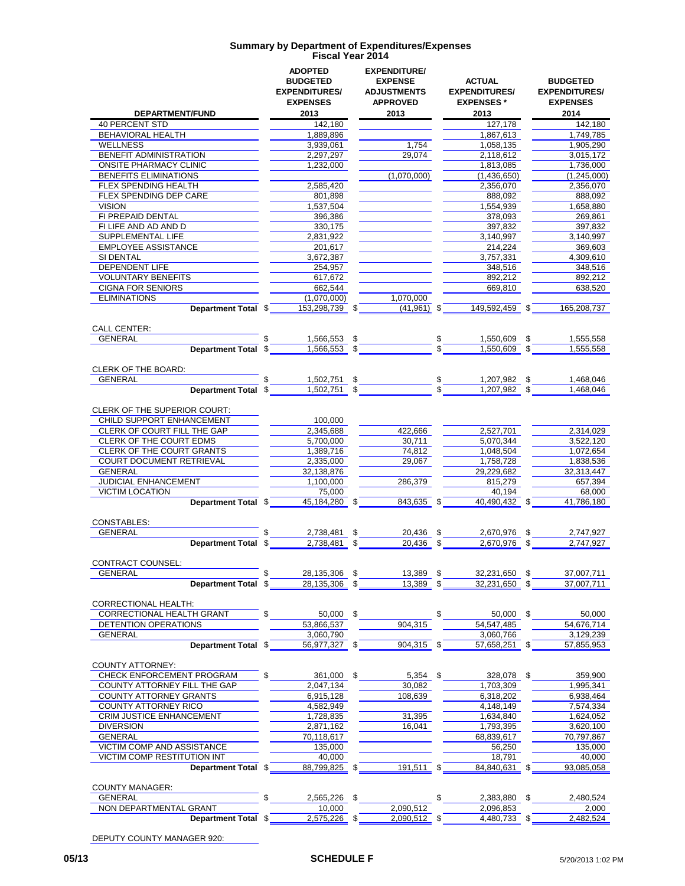# Summary by Department of Expenditures/Expenses
## Fiscal Year 2014

| DEPARTMENT/FUND | ADOPTED BUDGETED EXPENDITURES/ EXPENSES 2013 | EXPENDITURE/ EXPENSE ADJUSTMENTS APPROVED 2013 | ACTUAL EXPENDITURES/ EXPENSES * 2013 | BUDGETED EXPENDITURES/ EXPENSES 2014 |
|---|---|---|---|---|
| 40 PERCENT STD | 142,180 | | 127,178 | 142,180 |
| BEHAVIORAL HEALTH | 1,889,896 | | 1,867,613 | 1,749,785 |
| WELLNESS | 3,939,061 | 1,754 | 1,058,135 | 1,905,290 |
| BENEFIT ADMINISTRATION | 2,297,297 | 29,074 | 2,118,612 | 3,015,172 |
| ONSITE PHARMACY CLINIC | 1,232,000 | | 1,813,085 | 1,736,000 |
| BENEFITS ELIMINATIONS | | (1,070,000) | (1,436,650) | (1,245,000) |
| FLEX SPENDING HEALTH | 2,585,420 | | 2,356,070 | 2,356,070 |
| FLEX SPENDING DEP CARE | 801,898 | | 888,092 | 888,092 |
| VISION | 1,537,504 | | 1,554,939 | 1,658,880 |
| FI PREPAID DENTAL | 396,386 | | 378,093 | 269,861 |
| FI LIFE AND AD AND D | 330,175 | | 397,832 | 397,832 |
| SUPPLEMENTAL LIFE | 2,831,922 | | 3,140,997 | 3,140,997 |
| EMPLOYEE ASSISTANCE | 201,617 | | 214,224 | 369,603 |
| SI DENTAL | 3,672,387 | | 3,757,331 | 4,309,610 |
| DEPENDENT LIFE | 254,957 | | 348,516 | 348,516 |
| VOLUNTARY BENEFITS | 617,672 | | 892,212 | 892,212 |
| CIGNA FOR SENIORS | 662,544 | | 669,810 | 638,520 |
| ELIMINATIONS | (1,070,000) | 1,070,000 | | |
| **Department Total** | $ 153,298,739 | $ (41,961) | $ 149,592,459 | $ 165,208,737 |
| CALL CENTER: | | | | |
| GENERAL | $ 1,566,553 | $ | $ 1,550,609 | $ 1,555,558 |
| **Department Total** | $ 1,566,553 | $ | $ 1,550,609 | $ 1,555,558 |
| CLERK OF THE BOARD: | | | | |
| GENERAL | $ 1,502,751 | $ | $ 1,207,982 | $ 1,468,046 |
| **Department Total** | $ 1,502,751 | $ | $ 1,207,982 | $ 1,468,046 |
| CLERK OF THE SUPERIOR COURT: | | | | |
| CHILD SUPPORT ENHANCEMENT | 100,000 | | | |
| CLERK OF COURT FILL THE GAP | 2,345,688 | 422,666 | 2,527,701 | 2,314,029 |
| CLERK OF THE COURT EDMS | 5,700,000 | 30,711 | 5,070,344 | 3,522,120 |
| CLERK OF THE COURT GRANTS | 1,389,716 | 74,812 | 1,048,504 | 1,072,654 |
| COURT DOCUMENT RETRIEVAL | 2,335,000 | 29,067 | 1,758,728 | 1,838,536 |
| GENERAL | 32,138,876 | | 29,229,682 | 32,313,447 |
| JUDICIAL ENHANCEMENT | 1,100,000 | 286,379 | 815,279 | 657,394 |
| VICTIM LOCATION | 75,000 | | 40,194 | 68,000 |
| **Department Total** | $ 45,184,280 | $ 843,635 | $ 40,490,432 | $ 41,786,180 |
| CONSTABLES: | | | | |
| GENERAL | $ 2,738,481 | $ 20,436 | $ 2,670,976 | $ 2,747,927 |
| **Department Total** | $ 2,738,481 | $ 20,436 | $ 2,670,976 | $ 2,747,927 |
| CONTRACT COUNSEL: | | | | |
| GENERAL | $ 28,135,306 | $ 13,389 | $ 32,231,650 | $ 37,007,711 |
| **Department Total** | $ 28,135,306 | $ 13,389 | $ 32,231,650 | $ 37,007,711 |
| CORRECTIONAL HEALTH: | | | | |
| CORRECTIONAL HEALTH GRANT | $ 50,000 | $ | $ 50,000 | $ 50,000 |
| DETENTION OPERATIONS | 53,866,537 | 904,315 | 54,547,485 | 54,676,714 |
| GENERAL | 3,060,790 | | 3,060,766 | 3,129,239 |
| **Department Total** | $ 56,977,327 | $ 904,315 | $ 57,658,251 | $ 57,855,953 |
| COUNTY ATTORNEY: | | | | |
| CHECK ENFORCEMENT PROGRAM | $ 361,000 | $ 5,354 | $ 328,078 | $ 359,900 |
| COUNTY ATTORNEY FILL THE GAP | 2,047,134 | 30,082 | 1,703,309 | 1,995,341 |
| COUNTY ATTORNEY GRANTS | 6,915,128 | 108,639 | 6,318,202 | 6,938,464 |
| COUNTY ATTORNEY RICO | 4,582,949 | | 4,148,149 | 7,574,334 |
| CRIM JUSTICE ENHANCEMENT | 1,728,835 | 31,395 | 1,634,840 | 1,624,052 |
| DIVERSION | 2,871,162 | 16,041 | 1,793,395 | 3,620,100 |
| GENERAL | 70,118,617 | | 68,839,617 | 70,797,867 |
| VICTIM COMP AND ASSISTANCE | 135,000 | | 56,250 | 135,000 |
| VICTIM COMP RESTITUTION INT | 40,000 | | 18,791 | 40,000 |
| **Department Total** | $ 88,799,825 | $ 191,511 | $ 84,840,631 | $ 93,085,058 |
| COUNTY MANAGER: | | | | |
| GENERAL | $ 2,565,226 | $ | $ 2,383,880 | $ 2,480,524 |
| NON DEPARTMENTAL GRANT | 10,000 | 2,090,512 | 2,096,853 | 2,000 |
| **Department Total** | $ 2,575,226 | $ 2,090,512 | $ 4,480,733 | $ 2,482,524 |
| DEPUTY COUNTY MANAGER 920: | | | | |

05/13 **SCHEDULE F** 5/20/2013 1:02 PM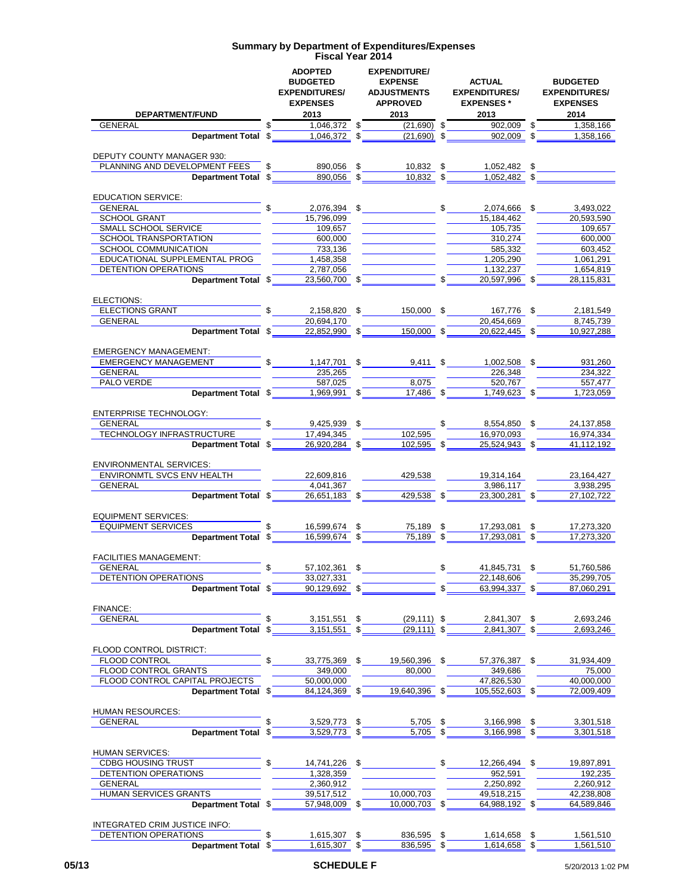# Summary by Department of Expenditures/Expenses
## Fiscal Year 2014

| DEPARTMENT/FUND | ADOPTED BUDGETED EXPENDITURES/ EXPENSES 2013 | EXPENDITURE/ EXPENSE ADJUSTMENTS APPROVED 2013 | ACTUAL EXPENDITURES/ EXPENSES * 2013 | BUDGETED EXPENDITURES/ EXPENSES 2014 |
|---|---|---|---|---|
| GENERAL | $ 1,046,372 | $ (21,690) | $ 902,009 | $ 1,358,166 |
| **Department Total** | $ 1,046,372 | $ (21,690) | $ 902,009 | $ 1,358,166 |
| DEPUTY COUNTY MANAGER 930: | | | | |
| PLANNING AND DEVELOPMENT FEES | $ 890,056 | $ 10,832 | $ 1,052,482 | $ |
| **Department Total** | $ 890,056 | $ 10,832 | $ 1,052,482 | $ |
| EDUCATION SERVICE: | | | | |
| GENERAL | $ 2,076,394 | $ | $ 2,074,666 | $ 3,493,022 |
| SCHOOL GRANT | 15,796,099 | | 15,184,462 | 20,593,590 |
| SMALL SCHOOL SERVICE | 109,657 | | 105,735 | 109,657 |
| SCHOOL TRANSPORTATION | 600,000 | | 310,274 | 600,000 |
| SCHOOL COMMUNICATION | 733,136 | | 585,332 | 603,452 |
| EDUCATIONAL SUPPLEMENTAL PROG | 1,458,358 | | 1,205,290 | 1,061,291 |
| DETENTION OPERATIONS | 2,787,056 | | 1,132,237 | 1,654,819 |
| **Department Total** | $ 23,560,700 | $ | $ 20,597,996 | $ 28,115,831 |
| ELECTIONS: | | | | |
| ELECTIONS GRANT | $ 2,158,820 | $ 150,000 | $ 167,776 | $ 2,181,549 |
| GENERAL | 20,694,170 | | 20,454,669 | 8,745,739 |
| **Department Total** | $ 22,852,990 | $ 150,000 | $ 20,622,445 | $ 10,927,288 |
| EMERGENCY MANAGEMENT: | | | | |
| EMERGENCY MANAGEMENT | $ 1,147,701 | $ 9,411 | $ 1,002,508 | $ 931,260 |
| GENERAL | 235,265 | | 226,348 | 234,322 |
| PALO VERDE | 587,025 | 8,075 | 520,767 | 557,477 |
| **Department Total** | $ 1,969,991 | $ 17,486 | $ 1,749,623 | $ 1,723,059 |
| ENTERPRISE TECHNOLOGY: | | | | |
| GENERAL | $ 9,425,939 | $ | $ 8,554,850 | $ 24,137,858 |
| TECHNOLOGY INFRASTRUCTURE | 17,494,345 | 102,595 | 16,970,093 | 16,974,334 |
| **Department Total** | $ 26,920,284 | $ 102,595 | $ 25,524,943 | $ 41,112,192 |
| ENVIRONMENTAL SERVICES: | | | | |
| ENVIRONMTL SVCS ENV HEALTH | 22,609,816 | 429,538 | 19,314,164 | 23,164,427 |
| GENERAL | 4,041,367 | | 3,986,117 | 3,938,295 |
| **Department Total** | $ 26,651,183 | $ 429,538 | $ 23,300,281 | $ 27,102,722 |
| EQUIPMENT SERVICES: | | | | |
| EQUIPMENT SERVICES | $ 16,599,674 | $ 75,189 | $ 17,293,081 | $ 17,273,320 |
| **Department Total** | $ 16,599,674 | $ 75,189 | $ 17,293,081 | $ 17,273,320 |
| FACILITIES MANAGEMENT: | | | | |
| GENERAL | $ 57,102,361 | $ | $ 41,845,731 | $ 51,760,586 |
| DETENTION OPERATIONS | 33,027,331 | | 22,148,606 | 35,299,705 |
| **Department Total** | $ 90,129,692 | $ | $ 63,994,337 | $ 87,060,291 |
| FINANCE: | | | | |
| GENERAL | $ 3,151,551 | $ (29,111) | $ 2,841,307 | $ 2,693,246 |
| **Department Total** | $ 3,151,551 | $ (29,111) | $ 2,841,307 | $ 2,693,246 |
| FLOOD CONTROL DISTRICT: | | | | |
| FLOOD CONTROL | $ 33,775,369 | $ 19,560,396 | $ 57,376,387 | $ 31,934,409 |
| FLOOD CONTROL GRANTS | 349,000 | 80,000 | 349,686 | 75,000 |
| FLOOD CONTROL CAPITAL PROJECTS | 50,000,000 | | 47,826,530 | 40,000,000 |
| **Department Total** | $ 84,124,369 | $ 19,640,396 | $ 105,552,603 | $ 72,009,409 |
| HUMAN RESOURCES: | | | | |
| GENERAL | $ 3,529,773 | $ 5,705 | $ 3,166,998 | $ 3,301,518 |
| **Department Total** | $ 3,529,773 | $ 5,705 | $ 3,166,998 | $ 3,301,518 |
| HUMAN SERVICES: | | | | |
| CDBG HOUSING TRUST | $ 14,741,226 | $ | $ 12,266,494 | $ 19,897,891 |
| DETENTION OPERATIONS | 1,328,359 | | 952,591 | 192,235 |
| GENERAL | 2,360,912 | | 2,250,892 | 2,260,912 |
| HUMAN SERVICES GRANTS | 39,517,512 | 10,000,703 | 49,518,215 | 42,238,808 |
| **Department Total** | $ 57,948,009 | $ 10,000,703 | $ 64,988,192 | $ 64,589,846 |
| INTEGRATED CRIM JUSTICE INFO: | | | | |
| DETENTION OPERATIONS | $ 1,615,307 | $ 836,595 | $ 1,614,658 | $ 1,561,510 |
| **Department Total** | $ 1,615,307 | $ 836,595 | $ 1,614,658 | $ 1,561,510 |

05/13 SCHEDULE F 5/20/2013 1:02 PM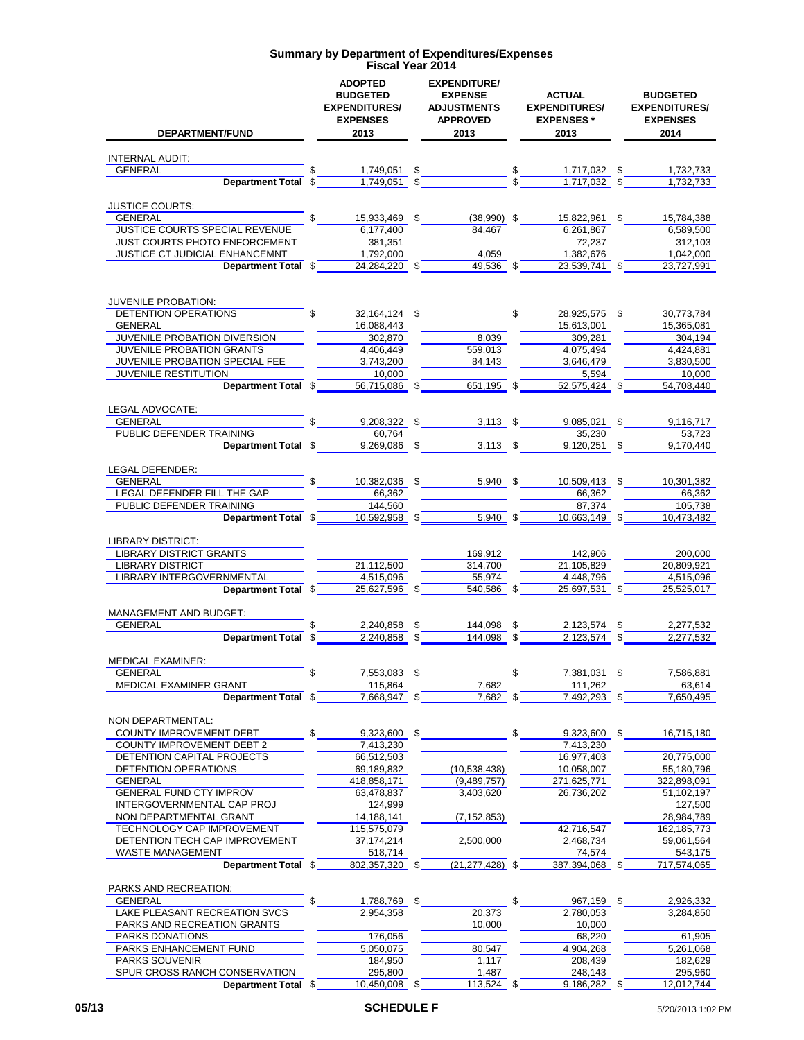# Summary by Department of Expenditures/Expenses
## Fiscal Year 2014

| DEPARTMENT/FUND | ADOPTED BUDGETED EXPENDITURES/ EXPENSES 2013 | EXPENDITURE/ EXPENSE ADJUSTMENTS APPROVED 2013 | ACTUAL EXPENDITURES/ EXPENSES * 2013 | BUDGETED EXPENDITURES/ EXPENSES 2014 |
|---|---|---|---|---|
| **INTERNAL AUDIT:** | | | | |
| GENERAL | $ 1,749,051 | $ | $ 1,717,032 | $ 1,732,733 |
| **Department Total** | $ 1,749,051 | $ | $ 1,717,032 | $ 1,732,733 |
| **JUSTICE COURTS:** | | | | |
| GENERAL | $ 15,933,469 | $ (38,990) | $ 15,822,961 | $ 15,784,388 |
| JUSTICE COURTS SPECIAL REVENUE | 6,177,400 | 84,467 | 6,261,867 | 6,589,500 |
| JUST COURTS PHOTO ENFORCEMENT | 381,351 | | 72,237 | 312,103 |
| JUSTICE CT JUDICIAL ENHANCEMNT | 1,792,000 | 4,059 | 1,382,676 | 1,042,000 |
| **Department Total** | $ 24,284,220 | $ 49,536 | $ 23,539,741 | $ 23,727,991 |
| **JUVENILE PROBATION:** | | | | |
| DETENTION OPERATIONS | $ 32,164,124 | $ | $ 28,925,575 | $ 30,773,784 |
| GENERAL | 16,088,443 | | 15,613,001 | 15,365,081 |
| JUVENILE PROBATION DIVERSION | 302,870 | 8,039 | 309,281 | 304,194 |
| JUVENILE PROBATION GRANTS | 4,406,449 | 559,013 | 4,075,494 | 4,424,881 |
| JUVENILE PROBATION SPECIAL FEE | 3,743,200 | 84,143 | 3,646,479 | 3,830,500 |
| JUVENILE RESTITUTION | 10,000 | | 5,594 | 10,000 |
| **Department Total** | $ 56,715,086 | $ 651,195 | $ 52,575,424 | $ 54,708,440 |
| **LEGAL ADVOCATE:** | | | | |
| GENERAL | $ 9,208,322 | $ 3,113 | $ 9,085,021 | $ 9,116,717 |
| PUBLIC DEFENDER TRAINING | 60,764 | | 35,230 | 53,723 |
| **Department Total** | $ 9,269,086 | $ 3,113 | $ 9,120,251 | $ 9,170,440 |
| **LEGAL DEFENDER:** | | | | |
| GENERAL | $ 10,382,036 | $ 5,940 | $ 10,509,413 | $ 10,301,382 |
| LEGAL DEFENDER FILL THE GAP | 66,362 | | 66,362 | 66,362 |
| PUBLIC DEFENDER TRAINING | 144,560 | | 87,374 | 105,738 |
| **Department Total** | $ 10,592,958 | $ 5,940 | $ 10,663,149 | $ 10,473,482 |
| **LIBRARY DISTRICT:** | | | | |
| LIBRARY DISTRICT GRANTS | | 169,912 | 142,906 | 200,000 |
| LIBRARY DISTRICT | 21,112,500 | 314,700 | 21,105,829 | 20,809,921 |
| LIBRARY INTERGOVERNMENTAL | 4,515,096 | 55,974 | 4,448,796 | 4,515,096 |
| **Department Total** | $ 25,627,596 | $ 540,586 | $ 25,697,531 | $ 25,525,017 |
| **MANAGEMENT AND BUDGET:** | | | | |
| GENERAL | $ 2,240,858 | $ 144,098 | $ 2,123,574 | $ 2,277,532 |
| **Department Total** | $ 2,240,858 | $ 144,098 | $ 2,123,574 | $ 2,277,532 |
| **MEDICAL EXAMINER:** | | | | |
| GENERAL | $ 7,553,083 | $ | $ 7,381,031 | $ 7,586,881 |
| MEDICAL EXAMINER GRANT | 115,864 | 7,682 | 111,262 | 63,614 |
| **Department Total** | $ 7,668,947 | $ 7,682 | $ 7,492,293 | $ 7,650,495 |
| **NON DEPARTMENTAL:** | | | | |
| COUNTY IMPROVEMENT DEBT | $ 9,323,600 | $ | $ 9,323,600 | $ 16,715,180 |
| COUNTY IMPROVEMENT DEBT 2 | 7,413,230 | | 7,413,230 | |
| DETENTION CAPITAL PROJECTS | 66,512,503 | | 16,977,403 | 20,775,000 |
| DETENTION OPERATIONS | 69,189,832 | (10,538,438) | 10,058,007 | 55,180,796 |
| GENERAL | 418,858,171 | (9,489,757) | 271,625,771 | 322,898,091 |
| GENERAL FUND CTY IMPROV | 63,478,837 | 3,403,620 | 26,736,202 | 51,102,197 |
| INTERGOVERNMENTAL CAP PROJ | 124,999 | | | 127,500 |
| NON DEPARTMENTAL GRANT | 14,188,141 | (7,152,853) | | 28,984,789 |
| TECHNOLOGY CAP IMPROVEMENT | 115,575,079 | | 42,716,547 | 162,185,773 |
| DETENTION TECH CAP IMPROVEMENT | 37,174,214 | 2,500,000 | 2,468,734 | 59,061,564 |
| WASTE MANAGEMENT | 518,714 | | 74,574 | 543,175 |
| **Department Total** | $ 802,357,320 | $ (21,277,428) | $ 387,394,068 | $ 717,574,065 |
| **PARKS AND RECREATION:** | | | | |
| GENERAL | $ 1,788,769 | $ | $ 967,159 | $ 2,926,332 |
| LAKE PLEASANT RECREATION SVCS | 2,954,358 | 20,373 | 2,780,053 | 3,284,850 |
| PARKS AND RECREATION GRANTS | | 10,000 | 10,000 | |
| PARKS DONATIONS | 176,056 | | 68,220 | 61,905 |
| PARKS ENHANCEMENT FUND | 5,050,075 | 80,547 | 4,904,268 | 5,261,068 |
| PARKS SOUVENIR | 184,950 | 1,117 | 208,439 | 182,629 |
| SPUR CROSS RANCH CONSERVATION | 295,800 | 1,487 | 248,143 | 295,960 |
| **Department Total** | $ 10,450,008 | $ 113,524 | $ 9,186,282 | $ 12,012,744 |

05/13 SCHEDULE F 5/20/2013 1:02 PM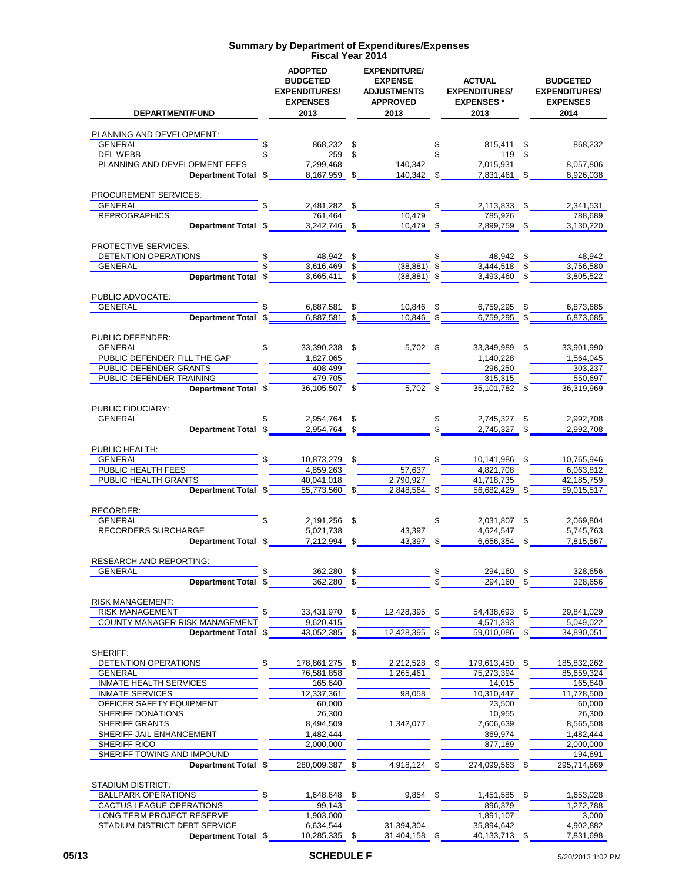# Summary by Department of Expenditures/Expenses
## Fiscal Year 2014

| DEPARTMENT/FUND | ADOPTED BUDGETED EXPENDITURES/ EXPENSES 2013 | EXPENDITURE/ EXPENSE ADJUSTMENTS APPROVED 2013 | ACTUAL EXPENDITURES/ EXPENSES * 2013 | BUDGETED EXPENDITURES/ EXPENSES 2014 |
|---|---|---|---|---|
| PLANNING AND DEVELOPMENT: | | | | |
| GENERAL | $ 868,232 | $ | $ 815,411 | $ 868,232 |
| DEL WEBB | $ 259 | $ | $ 119 | $ |
| PLANNING AND DEVELOPMENT FEES | 7,299,468 | 140,342 | 7,015,931 | 8,057,806 |
| **Department Total** | $ 8,167,959 | $ 140,342 | $ 7,831,461 | $ 8,926,038 |
| PROCUREMENT SERVICES: | | | | |
| GENERAL | $ 2,481,282 | $ | $ 2,113,833 | $ 2,341,531 |
| REPROGRAPHICS | 761,464 | 10,479 | 785,926 | 788,689 |
| **Department Total** | $ 3,242,746 | $ 10,479 | $ 2,899,759 | $ 3,130,220 |
| PROTECTIVE SERVICES: | | | | |
| DETENTION OPERATIONS | $ 48,942 | $ | $ 48,942 | $ 48,942 |
| GENERAL | $ 3,616,469 | $ (38,881) | $ 3,444,518 | $ 3,756,580 |
| **Department Total** | $ 3,665,411 | $ (38,881) | $ 3,493,460 | $ 3,805,522 |
| PUBLIC ADVOCATE: | | | | |
| GENERAL | $ 6,887,581 | $ 10,846 | $ 6,759,295 | $ 6,873,685 |
| **Department Total** | $ 6,887,581 | $ 10,846 | $ 6,759,295 | $ 6,873,685 |
| PUBLIC DEFENDER: | | | | |
| GENERAL | $ 33,390,238 | $ 5,702 | $ 33,349,989 | $ 33,901,990 |
| PUBLIC DEFENDER FILL THE GAP | 1,827,065 | | 1,140,228 | 1,564,045 |
| PUBLIC DEFENDER GRANTS | 408,499 | | 296,250 | 303,237 |
| PUBLIC DEFENDER TRAINING | 479,705 | | 315,315 | 550,697 |
| **Department Total** | $ 36,105,507 | $ 5,702 | $ 35,101,782 | $ 36,319,969 |
| PUBLIC FIDUCIARY: | | | | |
| GENERAL | $ 2,954,764 | $ | $ 2,745,327 | $ 2,992,708 |
| **Department Total** | $ 2,954,764 | $ | $ 2,745,327 | $ 2,992,708 |
| PUBLIC HEALTH: | | | | |
| GENERAL | $ 10,873,279 | $ | $ 10,141,986 | $ 10,765,946 |
| PUBLIC HEALTH FEES | 4,859,263 | 57,637 | 4,821,708 | 6,063,812 |
| PUBLIC HEALTH GRANTS | 40,041,018 | 2,790,927 | 41,718,735 | 42,185,759 |
| **Department Total** | $ 55,773,560 | $ 2,848,564 | $ 56,682,429 | $ 59,015,517 |
| RECORDER: | | | | |
| GENERAL | $ 2,191,256 | $ | $ 2,031,807 | $ 2,069,804 |
| RECORDERS SURCHARGE | 5,021,738 | 43,397 | 4,624,547 | 5,745,763 |
| **Department Total** | $ 7,212,994 | $ 43,397 | $ 6,656,354 | $ 7,815,567 |
| RESEARCH AND REPORTING: | | | | |
| GENERAL | $ 362,280 | $ | $ 294,160 | $ 328,656 |
| **Department Total** | $ 362,280 | $ | $ 294,160 | $ 328,656 |
| RISK MANAGEMENT: | | | | |
| RISK MANAGEMENT | $ 33,431,970 | $ 12,428,395 | $ 54,438,693 | $ 29,841,029 |
| COUNTY MANAGER RISK MANAGEMENT | 9,620,415 | | 4,571,393 | 5,049,022 |
| **Department Total** | $ 43,052,385 | $ 12,428,395 | $ 59,010,086 | $ 34,890,051 |
| SHERIFF: | | | | |
| DETENTION OPERATIONS | $ 178,861,275 | $ 2,212,528 | $ 179,613,450 | $ 185,832,262 |
| GENERAL | 76,581,858 | 1,265,461 | 75,273,394 | 85,659,324 |
| INMATE HEALTH SERVICES | 165,640 | | 14,015 | 165,640 |
| INMATE SERVICES | 12,337,361 | 98,058 | 10,310,447 | 11,728,500 |
| OFFICER SAFETY EQUIPMENT | 60,000 | | 23,500 | 60,000 |
| SHERIFF DONATIONS | 26,300 | | 10,955 | 26,300 |
| SHERIFF GRANTS | 8,494,509 | 1,342,077 | 7,606,639 | 8,565,508 |
| SHERIFF JAIL ENHANCEMENT | 1,482,444 | | 369,974 | 1,482,444 |
| SHERIFF RICO | 2,000,000 | | 877,189 | 2,000,000 |
| SHERIFF TOWING AND IMPOUND | | | | 194,691 |
| **Department Total** | $ 280,009,387 | $ 4,918,124 | $ 274,099,563 | $ 295,714,669 |
| STADIUM DISTRICT: | | | | |
| BALLPARK OPERATIONS | $ 1,648,648 | $ 9,854 | $ 1,451,585 | $ 1,653,028 |
| CACTUS LEAGUE OPERATIONS | 99,143 | | 896,379 | 1,272,788 |
| LONG TERM PROJECT RESERVE | 1,903,000 | | 1,891,107 | 3,000 |
| STADIUM DISTRICT DEBT SERVICE | 6,634,544 | 31,394,304 | 35,894,642 | 4,902,882 |
| **Department Total** | $ 10,285,335 | $ 31,404,158 | $ 40,133,713 | $ 7,831,698 |

SCHEDULE F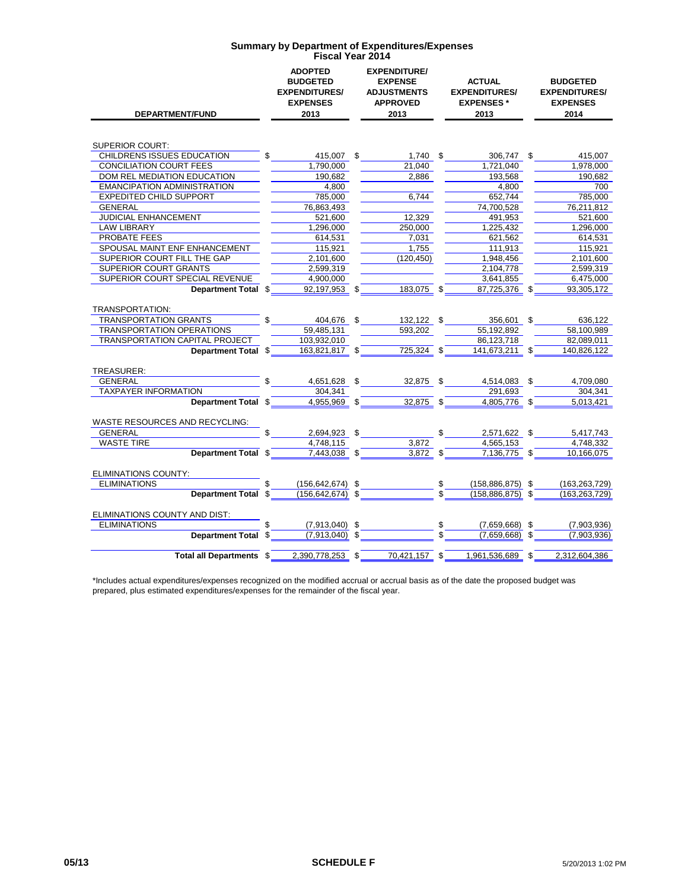## Summary by Department of Expenditures/Expenses
### Fiscal Year 2014

| DEPARTMENT/FUND | ADOPTED BUDGETED EXPENDITURES/ EXPENSES 2013 | EXPENDITURE/ EXPENSE ADJUSTMENTS APPROVED 2013 | ACTUAL EXPENDITURES/ EXPENSES * 2013 | BUDGETED EXPENDITURES/ EXPENSES 2014 |
|---|---|---|---|---|
| SUPERIOR COURT: | | | | |
| CHILDRENS ISSUES EDUCATION | $ 415,007 | $ 1,740 | $ 306,747 | $ 415,007 |
| CONCILIATION COURT FEES | 1,790,000 | 21,040 | 1,721,040 | 1,978,000 |
| DOM REL MEDIATION EDUCATION | 190,682 | 2,886 | 193,568 | 190,682 |
| EMANCIPATION ADMINISTRATION | 4,800 | | 4,800 | 700 |
| EXPEDITED CHILD SUPPORT | 785,000 | 6,744 | 652,744 | 785,000 |
| GENERAL | 76,863,493 | | 74,700,528 | 76,211,812 |
| JUDICIAL ENHANCEMENT | 521,600 | 12,329 | 491,953 | 521,600 |
| LAW LIBRARY | 1,296,000 | 250,000 | 1,225,432 | 1,296,000 |
| PROBATE FEES | 614,531 | 7,031 | 621,562 | 614,531 |
| SPOUSAL MAINT ENF ENHANCEMENT | 115,921 | 1,755 | 111,913 | 115,921 |
| SUPERIOR COURT FILL THE GAP | 2,101,600 | (120,450) | 1,948,456 | 2,101,600 |
| SUPERIOR COURT GRANTS | 2,599,319 | | 2,104,778 | 2,599,319 |
| SUPERIOR COURT SPECIAL REVENUE | 4,900,000 | | 3,641,855 | 6,475,000 |
| **Department Total** | $ 92,197,953 | $ 183,075 | $ 87,725,376 | $ 93,305,172 |
| TRANSPORTATION: | | | | |
| TRANSPORTATION GRANTS | $ 404,676 | $ 132,122 | $ 356,601 | $ 636,122 |
| TRANSPORTATION OPERATIONS | 59,485,131 | 593,202 | 55,192,892 | 58,100,989 |
| TRANSPORTATION CAPITAL PROJECT | 103,932,010 | | 86,123,718 | 82,089,011 |
| **Department Total** | $ 163,821,817 | $ 725,324 | $ 141,673,211 | $ 140,826,122 |
| TREASURER: | | | | |
| GENERAL | $ 4,651,628 | $ 32,875 | $ 4,514,083 | $ 4,709,080 |
| TAXPAYER INFORMATION | 304,341 | | 291,693 | 304,341 |
| **Department Total** | $ 4,955,969 | $ 32,875 | $ 4,805,776 | $ 5,013,421 |
| WASTE RESOURCES AND RECYCLING: | | | | |
| GENERAL | $ 2,694,923 | $ | $ 2,571,622 | $ 5,417,743 |
| WASTE TIRE | 4,748,115 | 3,872 | 4,565,153 | 4,748,332 |
| **Department Total** | $ 7,443,038 | $ 3,872 | $ 7,136,775 | $ 10,166,075 |
| ELIMINATIONS COUNTY: | | | | |
| ELIMINATIONS | $ (156,642,674) | $ | $ (158,886,875) | $ (163,263,729) |
| **Department Total** | $ (156,642,674) | $ | $ (158,886,875) | $ (163,263,729) |
| ELIMINATIONS COUNTY AND DIST: | | | | |
| ELIMINATIONS | $ (7,913,040) | $ | $ (7,659,668) | $ (7,903,936) |
| **Department Total** | $ (7,913,040) | $ | $ (7,659,668) | $ (7,903,936) |
| **Total all Departments** | $ 2,390,778,253 | $ 70,421,157 | $ 1,961,536,689 | $ 2,312,604,386 |

*Includes actual expenditures/expenses recognized on the modified accrual or accrual basis as of the date the proposed budget was prepared, plus estimated expenditures/expenses for the remainder of the fiscal year.

05/13 SCHEDULE F 5/20/2013 1:02 PM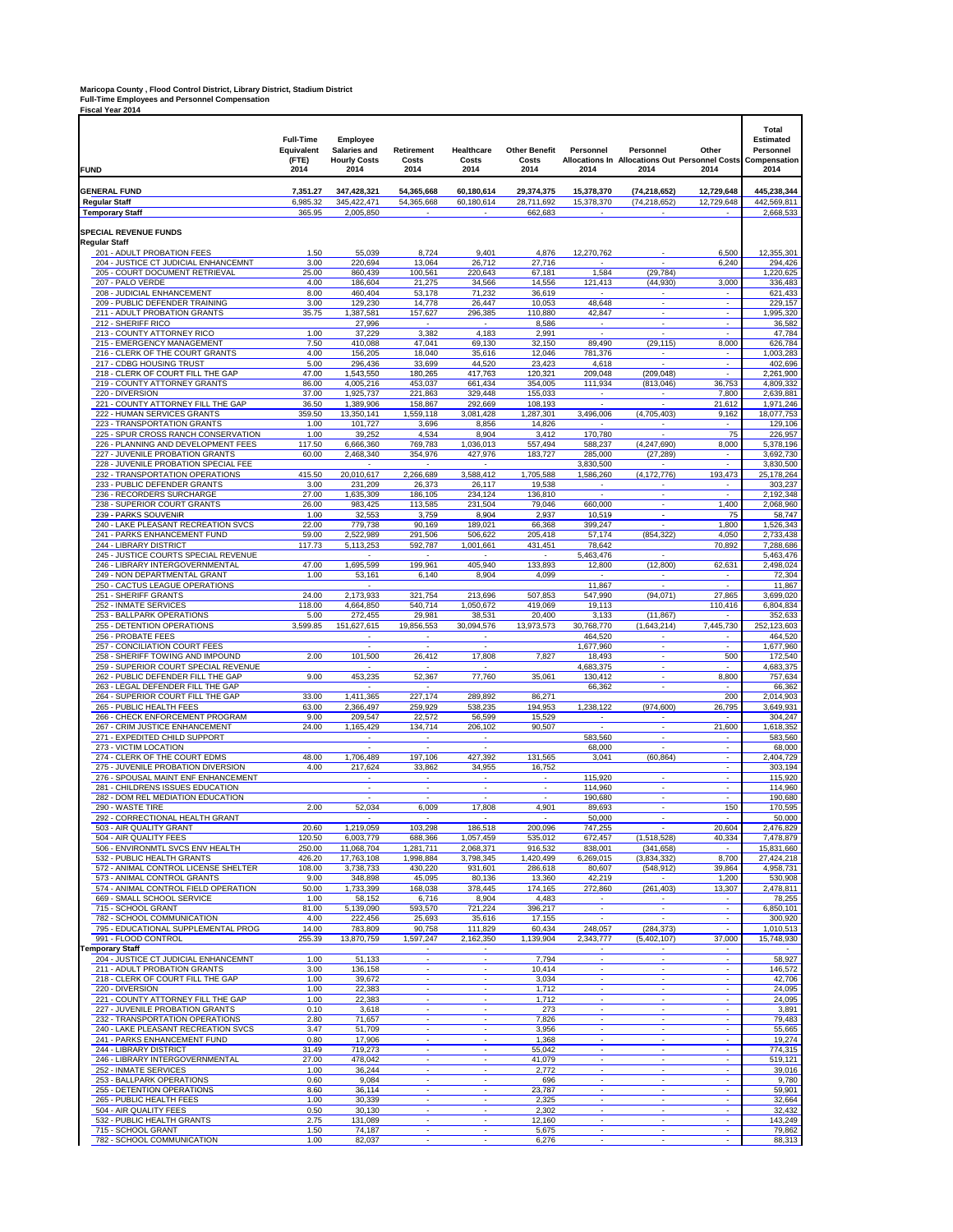**Maricopa County , Flood Control District, Library District, Stadium District**
**Full-Time Employees and Personnel Compensation**
**Fiscal Year 2014**

| FUND | Full-Time Equivalent (FTE) 2014 | Employee Salaries and Hourly Costs 2014 | Retirement Costs 2014 | Healthcare Costs 2014 | Other Benefit Costs 2014 | Personnel Allocations In 2014 | Personnel Allocations Out 2014 | Other Personnel Costs 2014 | Total Estimated Personnel Compensation 2014 |
|---|---|---|---|---|---|---|---|---|---|
| **GENERAL FUND** | **7,351.27** | **347,428,321** | **54,365,668** | **60,180,614** | **29,374,375** | **15,378,370** | **(74,218,652)** | **12,729,648** | **445,238,344** |
| **Regular Staff** | 6,985.32 | 345,422,471 | 54,365,668 | 60,180,614 | 28,711,692 | 15,378,370 | (74,218,652) | 12,729,648 | 442,569,811 |
| **Temporary Staff** | 365.95 | 2,005,850 | - | - | 662,683 | - | - | - | 2,668,533 |
| **SPECIAL REVENUE FUNDS** | | | | | | | | | |
| **Regular Staff** | | | | | | | | | |
| 201 - ADULT PROBATION FEES | 1.50 | 55,039 | 8,724 | 9,401 | 4,876 | 12,270,762 | - | 6,500 | 12,355,301 |
| 204 - JUSTICE CT JUDICIAL ENHANCEMNT | 3.00 | 220,694 | 13,064 | 26,712 | 27,716 | - | - | 6,240 | 294,426 |
| 205 - COURT DOCUMENT RETRIEVAL | 25.00 | 860,439 | 100,561 | 220,643 | 67,181 | 1,584 | (29,784) | - | 1,220,625 |
| 207 - PALO VERDE | 4.00 | 186,604 | 21,275 | 34,566 | 14,556 | 121,413 | (44,930) | 3,000 | 336,483 |
| 208 - JUDICIAL ENHANCEMENT | 8.00 | 460,404 | 53,178 | 71,232 | 36,619 | - | - | - | 621,433 |
| 209 - PUBLIC DEFENDER TRAINING | 3.00 | 129,230 | 14,778 | 26,447 | 10,053 | 48,648 | - | - | 229,157 |
| 211 - ADULT PROBATION GRANTS | 35.75 | 1,387,581 | 157,627 | 296,385 | 110,880 | 42,847 | - | - | 1,995,320 |
| 212 - SHERIFF RICO | | 27,996 | - | - | 8,586 | - | - | - | 36,582 |
| 213 - COUNTY ATTORNEY RICO | 1.00 | 37,229 | 3,382 | 4,183 | 2,991 | - | - | - | 47,784 |
| 215 - EMERGENCY MANAGEMENT | 7.50 | 410,088 | 47,041 | 69,130 | 32,150 | 89,490 | (29,115) | 8,000 | 626,784 |
| 216 - CLERK OF THE COURT GRANTS | 4.00 | 156,205 | 18,040 | 35,616 | 12,046 | 781,376 | - | - | 1,003,283 |
| 217 - CDBG HOUSING TRUST | 5.00 | 296,436 | 33,699 | 44,520 | 23,423 | 4,618 | - | - | 402,696 |
| 218 - CLERK OF COURT FILL THE GAP | 47.00 | 1,543,550 | 180,265 | 417,763 | 120,321 | 209,048 | (209,048) | - | 2,261,900 |
| 219 - COUNTY ATTORNEY GRANTS | 86.00 | 4,005,216 | 453,037 | 661,434 | 354,005 | 111,934 | (813,046) | 36,753 | 4,809,332 |
| 220 - DIVERSION | 37.00 | 1,925,737 | 221,863 | 329,448 | 155,033 | - | - | 7,800 | 2,639,881 |
| 221 - COUNTY ATTORNEY FILL THE GAP | 36.50 | 1,389,906 | 158,867 | 292,669 | 108,193 | - | - | 21,612 | 1,971,246 |
| 222 - HUMAN SERVICES GRANTS | 359.50 | 13,350,141 | 1,559,118 | 3,081,428 | 1,287,301 | 3,496,006 | (4,705,403) | 9,162 | 18,077,753 |
| 223 - TRANSPORTATION GRANTS | 1.00 | 101,727 | 3,696 | 8,856 | 14,826 | - | - | - | 129,106 |
| 225 - SPUR CROSS RANCH CONSERVATION | 1.00 | 39,252 | 4,534 | 8,904 | 3,412 | 170,780 | - | 75 | 226,957 |
| 226 - PLANNING AND DEVELOPMENT FEES | 117.50 | 6,666,360 | 769,783 | 1,036,013 | 557,494 | 588,237 | (4,247,690) | 8,000 | 5,378,196 |
| 227 - JUVENILE PROBATION GRANTS | 60.00 | 2,468,340 | 354,976 | 427,976 | 183,727 | 285,000 | (27,289) | - | 3,692,730 |
| 228 - JUVENILE PROBATION SPECIAL FEE | | - | - | - | - | 3,830,500 | - | - | 3,830,500 |
| 232 - TRANSPORTATION OPERATIONS | 415.50 | 20,010,617 | 2,266,689 | 3,588,412 | 1,705,588 | 1,586,260 | (4,172,776) | 193,473 | 25,178,264 |
| 233 - PUBLIC DEFENDER GRANTS | 3.00 | 231,209 | 26,373 | 26,117 | 19,538 | - | - | - | 303,237 |
| 236 - RECORDERS SURCHARGE | 27.00 | 1,635,309 | 186,105 | 234,124 | 136,810 | - | - | - | 2,192,348 |
| 238 - SUPERIOR COURT GRANTS | 26.00 | 983,425 | 113,585 | 231,504 | 79,046 | 660,000 | - | 1,400 | 2,068,960 |
| 239 - PARKS SOUVENIR | 1.00 | 32,553 | 3,759 | 8,904 | 2,937 | 10,519 | - | 75 | 58,747 |
| 240 - LAKE PLEASANT RECREATION SVCS | 22.00 | 779,738 | 90,169 | 189,021 | 66,368 | 399,247 | - | 1,800 | 1,526,343 |
| 241 - PARKS ENHANCEMENT FUND | 59.00 | 2,522,989 | 291,506 | 506,622 | 205,418 | 57,174 | (854,322) | 4,050 | 2,733,438 |
| 244 - LIBRARY DISTRICT | 117.73 | 5,113,253 | 592,787 | 1,001,661 | 431,451 | 78,642 | - | 70,892 | 7,288,686 |
| 245 - JUSTICE COURTS SPECIAL REVENUE | | - | - | - | - | 5,463,476 | - | - | 5,463,476 |
| 246 - LIBRARY INTERGOVERNMENTAL | 47.00 | 1,695,599 | 199,961 | 405,940 | 133,893 | 12,800 | (12,800) | 62,631 | 2,498,024 |
| 249 - NON DEPARTMENTAL GRANT | 1.00 | 53,161 | 6,140 | 8,904 | 4,099 | - | - | - | 72,304 |
| 250 - CACTUS LEAGUE OPERATIONS | | - | - | - | - | 11,867 | - | - | 11,867 |
| 251 - SHERIFF GRANTS | 24.00 | 2,173,933 | 321,754 | 213,696 | 507,853 | 547,990 | (94,071) | 27,865 | 3,699,020 |
| 252 - INMATE SERVICES | 118.00 | 4,664,850 | 540,714 | 1,050,672 | 419,069 | 19,113 | - | 110,416 | 6,804,834 |
| 253 - BALLPARK OPERATIONS | 5.00 | 272,455 | 29,981 | 38,531 | 20,400 | 3,133 | (11,867) | - | 352,633 |
| 255 - DETENTION OPERATIONS | 3,599.85 | 151,627,615 | 19,856,553 | 30,094,576 | 13,973,573 | 30,768,770 | (1,643,214) | 7,445,730 | 252,123,603 |
| 256 - PROBATE FEES | | - | - | - | - | 464,520 | - | - | 464,520 |
| 257 - CONCILIATION COURT FEES | | - | - | - | - | 1,677,960 | - | - | 1,677,960 |
| 258 - SHERIFF TOWING AND IMPOUND | 2.00 | 101,500 | 26,412 | 17,808 | 7,827 | 18,493 | - | 500 | 172,540 |
| 259 - SUPERIOR COURT SPECIAL REVENUE | | - | - | - | - | 4,683,375 | - | - | 4,683,375 |
| 262 - PUBLIC DEFENDER FILL THE GAP | 9.00 | 453,235 | 52,367 | 77,760 | 35,061 | 130,412 | - | 8,800 | 757,634 |
| 263 - LEGAL DEFENDER FILL THE GAP | | - | - | - | - | 66,362 | - | - | 66,362 |
| 264 - SUPERIOR COURT FILL THE GAP | 33.00 | 1,411,365 | 227,174 | 289,892 | 86,271 | - | - | 200 | 2,014,903 |
| 265 - PUBLIC HEALTH FEES | 63.00 | 2,366,497 | 259,929 | 538,235 | 194,953 | 1,238,122 | (974,600) | 26,795 | 3,649,931 |
| 266 - CHECK ENFORCEMENT PROGRAM | 9.00 | 209,547 | 22,572 | 56,599 | 15,529 | - | - | - | 304,247 |
| 267 - CRIM JUSTICE ENHANCEMENT | 24.00 | 1,165,429 | 134,714 | 206,102 | 90,507 | - | - | 21,600 | 1,618,352 |
| 271 - EXPEDITED CHILD SUPPORT | | - | - | - | - | 583,560 | - | - | 583,560 |
| 273 - VICTIM LOCATION | | - | - | - | - | 68,000 | - | - | 68,000 |
| 274 - CLERK OF THE COURT EDMS | 48.00 | 1,706,489 | 197,106 | 427,392 | 131,565 | 3,041 | (60,864) | - | 2,404,729 |
| 275 - JUVENILE PROBATION DIVERSION | 4.00 | 217,624 | 33,862 | 34,955 | 16,752 | - | - | - | 303,194 |
| 276 - SPOUSAL MAINT ENF ENHANCEMENT | | - | - | - | - | 115,920 | - | - | 115,920 |
| 281 - CHILDRENS ISSUES EDUCATION | | - | - | - | - | 114,960 | - | - | 114,960 |
| 282 - DOM REL MEDIATION EDUCATION | | - | - | - | - | 190,680 | - | - | 190,680 |
| 290 - WASTE TIRE | 2.00 | 52,034 | 6,009 | 17,808 | 4,901 | 89,693 | - | 150 | 170,595 |
| 292 - CORRECTIONAL HEALTH GRANT | | - | - | - | - | 50,000 | - | - | 50,000 |
| 503 - AIR QUALITY GRANT | 20.60 | 1,219,059 | 103,298 | 186,518 | 200,096 | 747,255 | - | 20,604 | 2,476,829 |
| 504 - AIR QUALITY FEES | 120.50 | 6,003,779 | 688,366 | 1,057,459 | 535,012 | 672,457 | (1,518,528) | 40,334 | 7,478,879 |
| 506 - ENVIRONMTL SVCS ENV HEALTH | 250.00 | 11,068,704 | 1,281,711 | 2,068,371 | 916,532 | 838,001 | (341,658) | - | 15,831,660 |
| 532 - PUBLIC HEALTH GRANTS | 426.20 | 17,763,108 | 1,998,884 | 3,798,345 | 1,420,499 | 6,269,015 | (3,834,332) | 8,700 | 27,424,218 |
| 572 - ANIMAL CONTROL LICENSE SHELTER | 108.00 | 3,738,733 | 430,220 | 931,601 | 286,618 | 80,607 | (548,912) | 39,864 | 4,958,731 |
| 573 - ANIMAL CONTROL GRANTS | 9.00 | 348,898 | 45,095 | 80,136 | 13,360 | 42,219 | - | 1,200 | 530,908 |
| 574 - ANIMAL CONTROL FIELD OPERATION | 50.00 | 1,733,399 | 168,038 | 378,445 | 174,165 | 272,860 | (261,403) | 13,307 | 2,478,811 |
| 669 - SMALL SCHOOL SERVICE | 1.00 | 58,152 | 6,716 | 8,904 | 4,483 | - | - | - | 78,255 |
| 715 - SCHOOL GRANT | 81.00 | 5,139,090 | 593,570 | 721,224 | 396,217 | - | - | - | 6,850,101 |
| 782 - SCHOOL COMMUNICATION | 4.00 | 222,456 | 25,693 | 35,616 | 17,155 | - | - | - | 300,920 |
| 795 - EDUCATIONAL SUPPLEMENTAL PROG | 14.00 | 783,809 | 90,758 | 111,829 | 60,434 | 248,057 | (284,373) | - | 1,010,513 |
| 991 - FLOOD CONTROL | 255.39 | 13,870,759 | 1,597,247 | 2,162,350 | 1,139,904 | 2,343,777 | (5,402,107) | 37,000 | 15,748,930 |
| **Temporary Staff** | | | - | - | | | | | - |
| 204 - JUSTICE CT JUDICIAL ENHANCEMNT | 1.00 | 51,133 | - | - | 7,794 | - | - | - | 58,927 |
| 211 - ADULT PROBATION GRANTS | 3.00 | 136,158 | - | - | 10,414 | - | - | - | 146,572 |
| 218 - CLERK OF COURT FILL THE GAP | 1.00 | 39,672 | - | - | 3,034 | - | - | - | 42,706 |
| 220 - DIVERSION | 1.00 | 22,383 | - | - | 1,712 | - | - | - | 24,095 |
| 221 - COUNTY ATTORNEY FILL THE GAP | 1.00 | 22,383 | - | - | 1,712 | - | - | - | 24,095 |
| 227 - JUVENILE PROBATION GRANTS | 0.10 | 3,618 | - | - | 273 | - | - | - | 3,891 |
| 232 - TRANSPORTATION OPERATIONS | 2.80 | 71,657 | - | - | 7,826 | - | - | - | 79,483 |
| 240 - LAKE PLEASANT RECREATION SVCS | 3.47 | 51,709 | - | - | 3,956 | - | - | - | 55,665 |
| 241 - PARKS ENHANCEMENT FUND | 0.80 | 17,906 | - | - | 1,368 | - | - | - | 19,274 |
| 244 - LIBRARY DISTRICT | 31.49 | 719,273 | - | - | 55,042 | - | - | - | 774,315 |
| 246 - LIBRARY INTERGOVERNMENTAL | 27.00 | 478,042 | - | - | 41,079 | - | - | - | 519,121 |
| 252 - INMATE SERVICES | 1.00 | 36,244 | - | - | 2,772 | - | - | - | 39,016 |
| 253 - BALLPARK OPERATIONS | 0.60 | 9,084 | - | - | 696 | - | - | - | 9,780 |
| 255 - DETENTION OPERATIONS | 8.60 | 36,114 | - | - | 23,787 | - | - | - | 59,901 |
| 265 - PUBLIC HEALTH FEES | 1.00 | 30,339 | - | - | 2,325 | - | - | - | 32,664 |
| 504 - AIR QUALITY FEES | 0.50 | 30,130 | - | - | 2,302 | - | - | - | 32,432 |
| 532 - PUBLIC HEALTH GRANTS | 2.75 | 131,089 | - | - | 12,160 | - | - | - | 143,249 |
| 715 - SCHOOL GRANT | 1.50 | 74,187 | - | - | 5,675 | - | - | - | 79,862 |
| 782 - SCHOOL COMMUNICATION | 1.00 | 82,037 | - | - | 6,276 | - | - | - | 88,313 |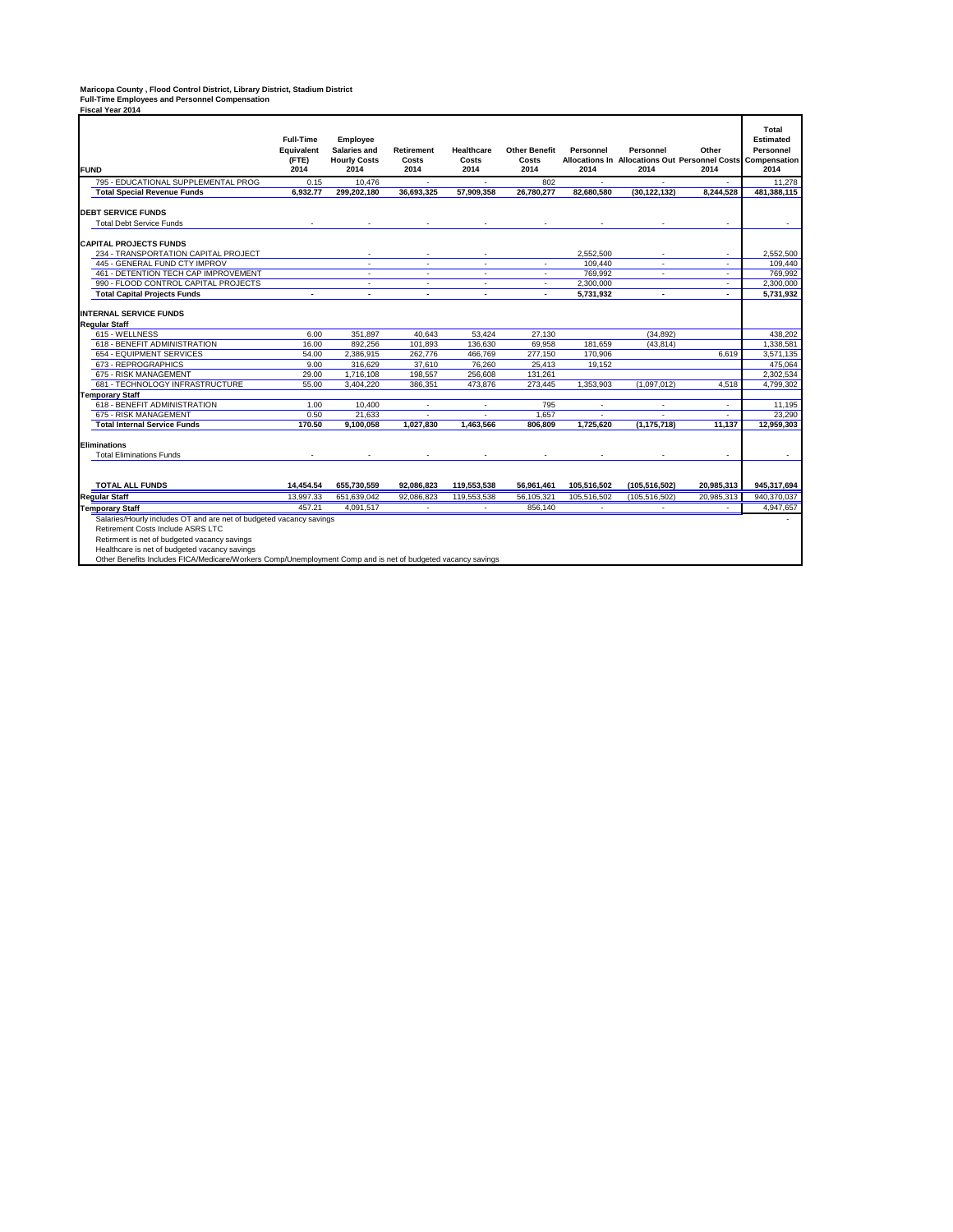**Maricopa County , Flood Control District, Library District, Stadium District**
**Full-Time Employees and Personnel Compensation**
**Fiscal Year 2014**

| FUND | Full-Time Equivalent (FTE) 2014 | Employee Salaries and Hourly Costs 2014 | Retirement Costs 2014 | Healthcare Costs 2014 | Other Benefit Costs 2014 | Personnel Allocations In 2014 | Personnel Allocations Out 2014 | Other Personnel Costs 2014 | Total Estimated Personnel Compensation 2014 |
|---|---|---|---|---|---|---|---|---|---|
| 795 - EDUCATIONAL SUPPLEMENTAL PROG | 0.15 | 10,476 | - | - | 802 | - | - | - | 11,278 |
| **Total Special Revenue Funds** | **6,932.77** | **299,202,180** | **36,693,325** | **57,909,358** | **26,780,277** | **82,680,580** | **(30,122,132)** | **8,244,528** | **481,388,115** |
| **DEBT SERVICE FUNDS** | | | | | | | | | |
| Total Debt Service Funds | - | - | - | - | - | - | - | - | - |
| **CAPITAL PROJECTS FUNDS** | | | | | | | | | |
| 234 - TRANSPORTATION CAPITAL PROJECT | | - | - | - | | 2,552,500 | - | - | 2,552,500 |
| 445 - GENERAL FUND CTY IMPROV | | - | - | - | - | 109,440 | - | - | 109,440 |
| 461 - DETENTION TECH CAP IMPROVEMENT | | - | - | - | - | 769,992 | - | - | 769,992 |
| 990 - FLOOD CONTROL CAPITAL PROJECTS | | - | - | - | - | 2,300,000 | | - | 2,300,000 |
| **Total Capital Projects Funds** | **-** | **-** | **-** | **-** | **-** | **5,731,932** | **-** | **-** | **5,731,932** |
| **INTERNAL SERVICE FUNDS** | | | | | | | | | |
| **Regular Staff** | | | | | | | | | |
| 615 - WELLNESS | 6.00 | 351,897 | 40,643 | 53,424 | 27,130 | | (34,892) | | 438,202 |
| 618 - BENEFIT ADMINISTRATION | 16.00 | 892,256 | 101,893 | 136,630 | 69,958 | 181,659 | (43,814) | | 1,338,581 |
| 654 - EQUIPMENT SERVICES | 54.00 | 2,386,915 | 262,776 | 466,769 | 277,150 | 170,906 | | 6,619 | 3,571,135 |
| 673 - REPROGRAPHICS | 9.00 | 316,629 | 37,610 | 76,260 | 25,413 | 19,152 | | | 475,064 |
| 675 - RISK MANAGEMENT | 29.00 | 1,716,108 | 198,557 | 256,608 | 131,261 | | | | 2,302,534 |
| 681 - TECHNOLOGY INFRASTRUCTURE | 55.00 | 3,404,220 | 386,351 | 473,876 | 273,445 | 1,353,903 | (1,097,012) | 4,518 | 4,799,302 |
| **Temporary Staff** | | | | | | | | | |
| 618 - BENEFIT ADMINISTRATION | 1.00 | 10,400 | - | - | 795 | - | - | - | 11,195 |
| 675 - RISK MANAGEMENT | 0.50 | 21,633 | - | - | 1,657 | - | - | - | 23,290 |
| **Total Internal Service Funds** | **170.50** | **9,100,058** | **1,027,830** | **1,463,566** | **806,809** | **1,725,620** | **(1,175,718)** | **11,137** | **12,959,303** |
| **Eliminations** | | | | | | | | | |
| Total Eliminations Funds | - | - | - | - | - | - | - | - | - |
| **TOTAL ALL FUNDS** | **14,454.54** | **655,730,559** | **92,086,823** | **119,553,538** | **56,961,461** | **105,516,502** | **(105,516,502)** | **20,985,313** | **945,317,694** |
| **Regular Staff** | 13,997.33 | 651,639,042 | 92,086,823 | 119,553,538 | 56,105,321 | 105,516,502 | (105,516,502) | 20,985,313 | 940,370,037 |
| **Temporary Staff** | 457.21 | 4,091,517 | - | - | 856,140 | - | - | - | 4,947,657 |

Salaries/Hourly includes OT and are net of budgeted vacancy savings
Retirement Costs Include ASRS LTC
Retirment is net of budgeted vacancy savings
Healthcare is net of budgeted vacancy savings
Other Benefits Includes FICA/Medicare/Workers Comp/Unemployment Comp and is net of budgeted vacancy savings